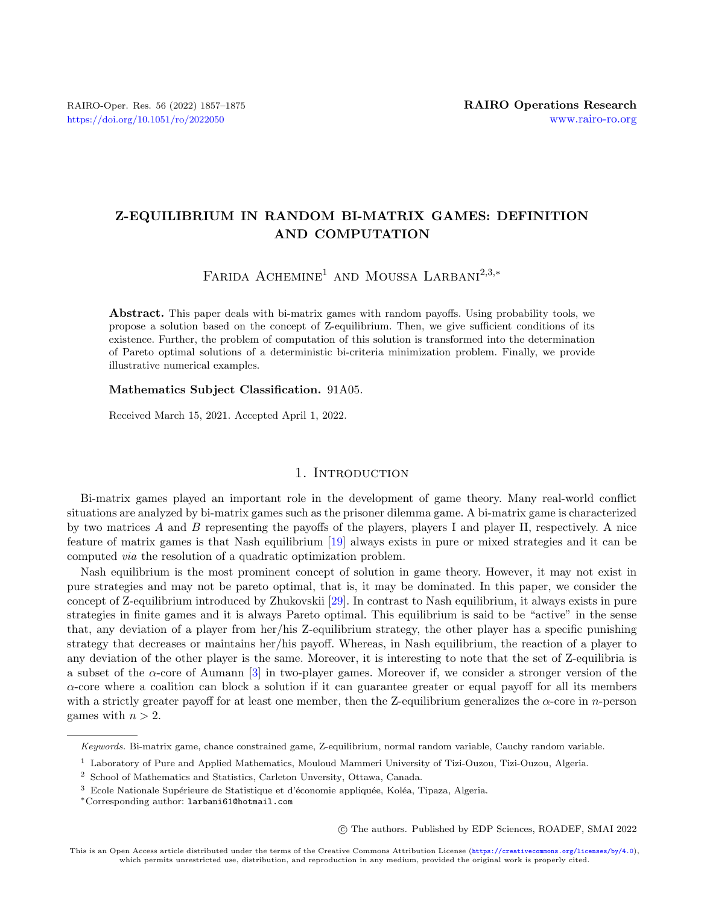# Z-EQUILIBRIUM IN RANDOM BI-MATRIX GAMES: DEFINITION AND COMPUTATION

Farida Achemine[1] and Moussa Larbani[2,3,*]

**Abstract.** This paper deals with bi-matrix games with random payoffs. Using probability tools, we propose a solution based on the concept of Z-equilibrium. Then, we give sufficient conditions of its existence. Further, the problem of computation of this solution is transformed into the determination of Pareto optimal solutions of a deterministic bi-criteria minimization problem. Finally, we provide illustrative numerical examples.

**Mathematics Subject Classification.** 91A05.

Received March 15, 2021. Accepted April 1, 2022.

## 1. Introduction

Bi-matrix games played an important role in the development of game theory. Many real-world conflict situations are analyzed by bi-matrix games such as the prisoner dilemma game. A bi-matrix game is characterized by two matrices $A$ and $B$ representing the payoffs of the players, players I and player II, respectively. A nice feature of matrix games is that Nash equilibrium [19] always exists in pure or mixed strategies and it can be computed *via* the resolution of a quadratic optimization problem.

Nash equilibrium is the most prominent concept of solution in game theory. However, it may not exist in pure strategies and may not be pareto optimal, that is, it may be dominated. In this paper, we consider the concept of Z-equilibrium introduced by Zhukovskii [29]. In contrast to Nash equilibrium, it always exists in pure strategies in finite games and it is always Pareto optimal. This equilibrium is said to be "active" in the sense that, any deviation of a player from her/his Z-equilibrium strategy, the other player has a specific punishing strategy that decreases or maintains her/his payoff. Whereas, in Nash equilibrium, the reaction of a player to any deviation of the other player is the same. Moreover, it is interesting to note that the set of Z-equilibria is a subset of the $\alpha$-core of Aumann [3] in two-player games. Moreover if, we consider a stronger version of the $\alpha$-core where a coalition can block a solution if it can guarantee greater or equal payoff for all its members with a strictly greater payoff for at least one member, then the Z-equilibrium generalizes the $\alpha$-core in $n$-person games with $n > 2$.

---

*Keywords.* Bi-matrix game, chance constrained game, Z-equilibrium, normal random variable, Cauchy random variable.

[1] Laboratory of Pure and Applied Mathematics, Mouloud Mammeri University of Tizi-Ouzou, Tizi-Ouzou, Algeria.

[2] School of Mathematics and Statistics, Carleton Unversity, Ottawa, Canada.

[3] Ecole Nationale Supérieure de Statistique et d'économie appliquée, Koléa, Tipaza, Algeria.

*Corresponding author: larbani61@hotmail.com

© The authors. Published by EDP Sciences, ROADEF, SMAI 2022

This is an Open Access article distributed under the terms of the Creative Commons Attribution License (https://creativecommons.org/licenses/by/4.0), which permits unrestricted use, distribution, and reproduction in any medium, provided the original work is properly cited.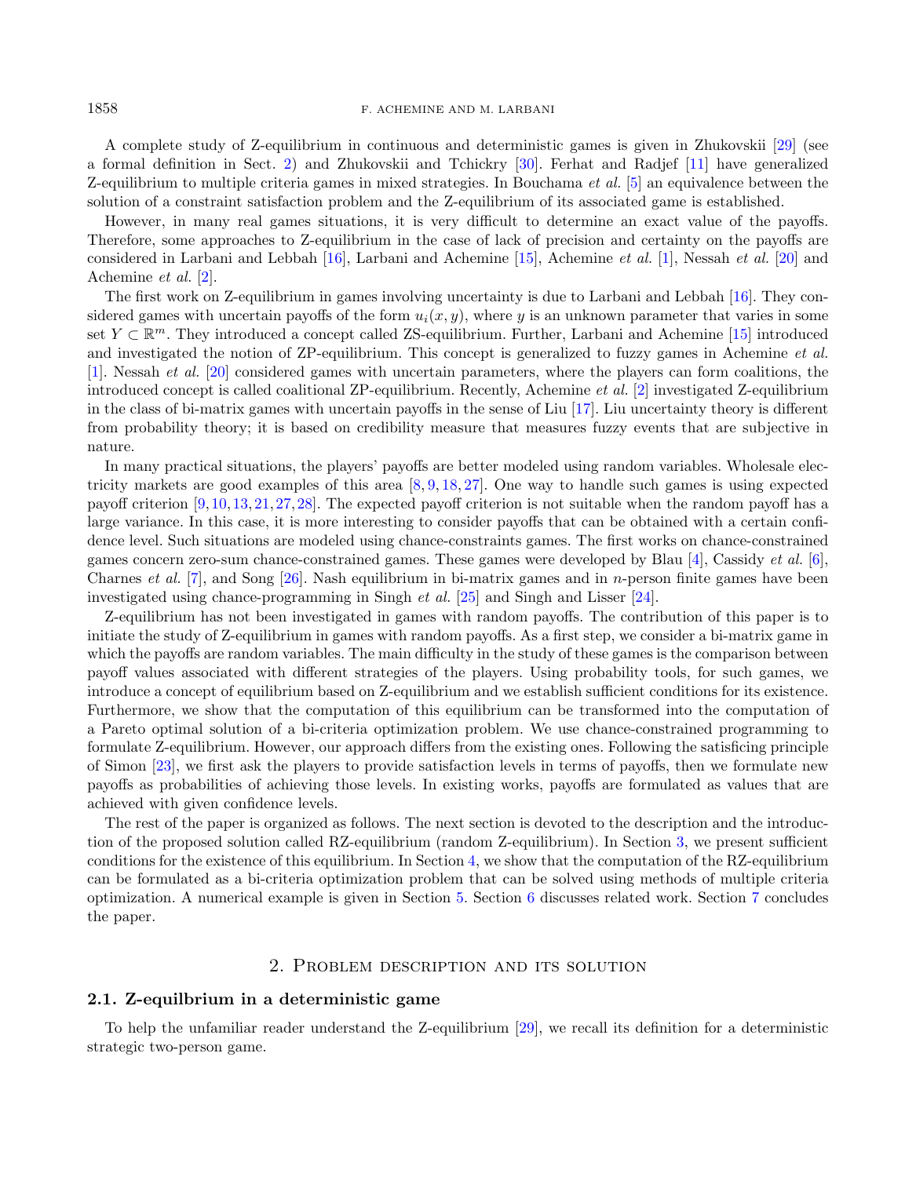A complete study of Z-equilibrium in continuous and deterministic games is given in Zhukovskii [29] (see a formal definition in Sect. 2) and Zhukovskii and Tchickry [30]. Ferhat and Radjef [11] have generalized Z-equilibrium to multiple criteria games in mixed strategies. In Bouchama *et al.* [5] an equivalence between the solution of a constraint satisfaction problem and the Z-equilibrium of its associated game is established.

However, in many real games situations, it is very difficult to determine an exact value of the payoffs. Therefore, some approaches to Z-equilibrium in the case of lack of precision and certainty on the payoffs are considered in Larbani and Lebbah [16], Larbani and Achemine [15], Achemine *et al.* [1], Nessah *et al.* [20] and Achemine *et al.* [2].

The first work on Z-equilibrium in games involving uncertainty is due to Larbani and Lebbah [16]. They considered games with uncertain payoffs of the form $u_i(x, y)$, where $y$ is an unknown parameter that varies in some set $Y \subset \mathbb{R}^m$. They introduced a concept called ZS-equilibrium. Further, Larbani and Achemine [15] introduced and investigated the notion of ZP-equilibrium. This concept is generalized to fuzzy games in Achemine *et al.* [1]. Nessah *et al.* [20] considered games with uncertain parameters, where the players can form coalitions, the introduced concept is called coalitional ZP-equilibrium. Recently, Achemine *et al.* [2] investigated Z-equilibrium in the class of bi-matrix games with uncertain payoffs in the sense of Liu [17]. Liu uncertainty theory is different from probability theory; it is based on credibility measure that measures fuzzy events that are subjective in nature.

In many practical situations, the players' payoffs are better modeled using random variables. Wholesale electricity markets are good examples of this area [8, 9, 18, 27]. One way to handle such games is using expected payoff criterion [9, 10, 13, 21, 27, 28]. The expected payoff criterion is not suitable when the random payoff has a large variance. In this case, it is more interesting to consider payoffs that can be obtained with a certain confidence level. Such situations are modeled using chance-constraints games. The first works on chance-constrained games concern zero-sum chance-constrained games. These games were developed by Blau [4], Cassidy *et al.* [6], Charnes *et al.* [7], and Song [26]. Nash equilibrium in bi-matrix games and in $n$-person finite games have been investigated using chance-programming in Singh *et al.* [25] and Singh and Lisser [24].

Z-equilibrium has not been investigated in games with random payoffs. The contribution of this paper is to initiate the study of Z-equilibrium in games with random payoffs. As a first step, we consider a bi-matrix game in which the payoffs are random variables. The main difficulty in the study of these games is the comparison between payoff values associated with different strategies of the players. Using probability tools, for such games, we introduce a concept of equilibrium based on Z-equilibrium and we establish sufficient conditions for its existence. Furthermore, we show that the computation of this equilibrium can be transformed into the computation of a Pareto optimal solution of a bi-criteria optimization problem. We use chance-constrained programming to formulate Z-equilibrium. However, our approach differs from the existing ones. Following the satisficing principle of Simon [23], we first ask the players to provide satisfaction levels in terms of payoffs, then we formulate new payoffs as probabilities of achieving those levels. In existing works, payoffs are formulated as values that are achieved with given confidence levels.

The rest of the paper is organized as follows. The next section is devoted to the description and the introduction of the proposed solution called RZ-equilibrium (random Z-equilibrium). In Section 3, we present sufficient conditions for the existence of this equilibrium. In Section 4, we show that the computation of the RZ-equilibrium can be formulated as a bi-criteria optimization problem that can be solved using methods of multiple criteria optimization. A numerical example is given in Section 5. Section 6 discusses related work. Section 7 concludes the paper.

## 2. Problem description and its solution

### 2.1. Z-equlbrium in a deterministic game

To help the unfamiliar reader understand the Z-equilibrium [29], we recall its definition for a deterministic strategic two-person game.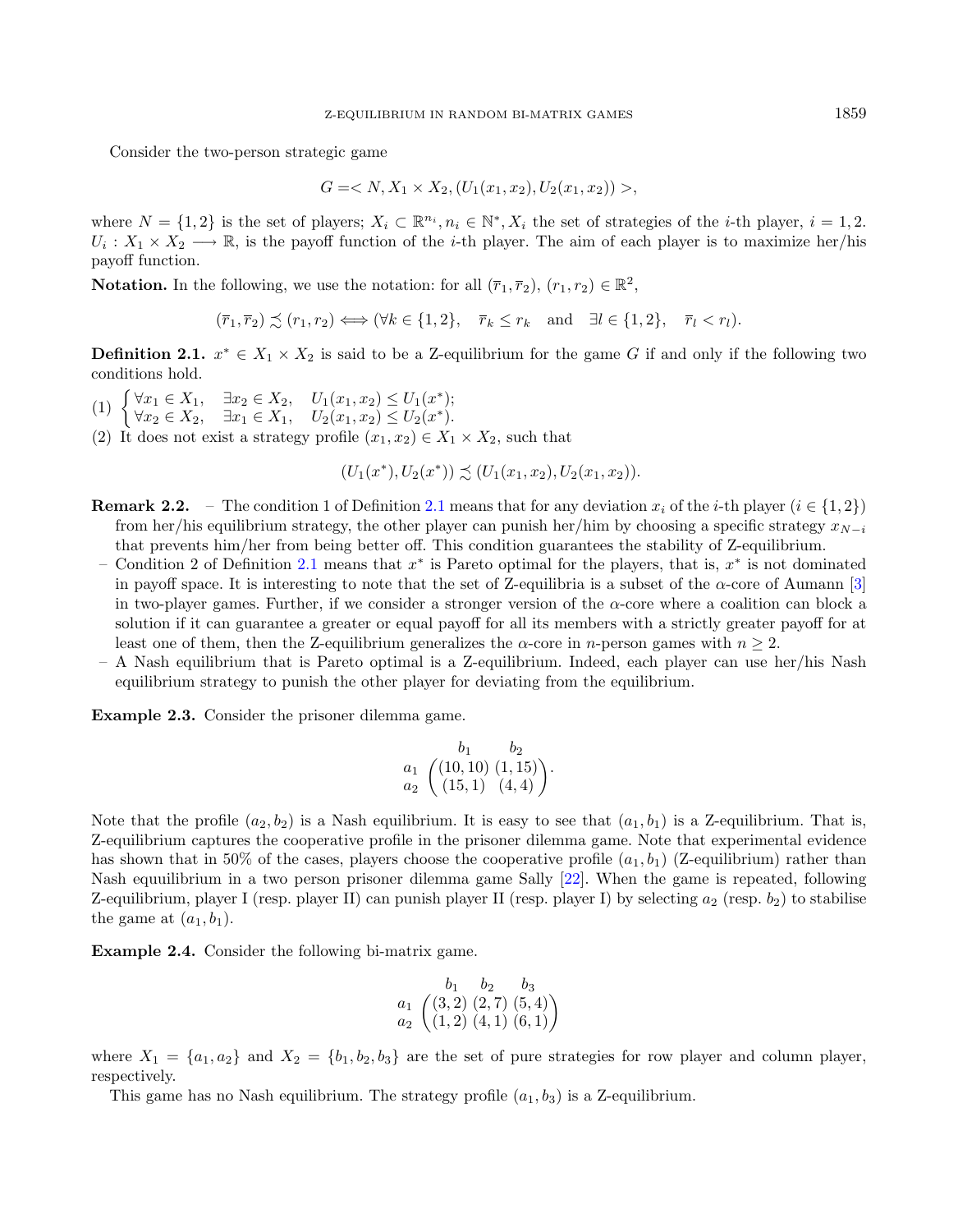Consider the two-person strategic game

$$G = < N, X_1 \times X_2, (U_1(x_1, x_2), U_2(x_1, x_2)) >,$$

where $N = \{1, 2\}$ is the set of players; $X_i \subset \mathbb{R}^{n_i}, n_i \in \mathbb{N}^*, X_i$ the set of strategies of the $i$-th player, $i = 1, 2$. $U_i : X_1 \times X_2 \longrightarrow \mathbb{R}$, is the payoff function of the $i$-th player. The aim of each player is to maximize her/his payoff function.

**Notation.** In the following, we use the notation: for all $(\overline{r}_1, \overline{r}_2)$, $(r_1, r_2) \in \mathbb{R}^2$,

$$(\overline{r}_1, \overline{r}_2) \precsim (r_1, r_2) \iff (\forall k \in \{1, 2\}, \quad \overline{r}_k \leq r_k \quad \text{and} \quad \exists l \in \{1, 2\}, \quad \overline{r}_l < r_l).$$

**Definition 2.1.** $x^* \in X_1 \times X_2$ is said to be a Z-equilibrium for the game $G$ if and only if the following two conditions hold.

(1) $\begin{cases} \forall x_1 \in X_1, \quad \exists x_2 \in X_2, \quad U_1(x_1, x_2) \leq U_1(x^*); \\ \forall x_2 \in X_2, \quad \exists x_1 \in X_1, \quad U_2(x_1, x_2) \leq U_2(x^*). \end{cases}$

(2) It does not exist a strategy profile $(x_1, x_2) \in X_1 \times X_2$, such that

$$(U_1(x^*), U_2(x^*)) \precsim (U_1(x_1, x_2), U_2(x_1, x_2)).$$

**Remark 2.2.**
- The condition 1 of Definition 2.1 means that for any deviation $x_i$ of the $i$-th player ($i \in \{1, 2\}$) from her/his equilibrium strategy, the other player can punish her/him by choosing a specific strategy $x_{N-i}$ that prevents him/her from being better off. This condition guarantees the stability of Z-equilibrium.
- Condition 2 of Definition 2.1 means that $x^*$ is Pareto optimal for the players, that is, $x^*$ is not dominated in payoff space. It is interesting to note that the set of Z-equilibria is a subset of the $\alpha$-core of Aumann [3] in two-player games. Further, if we consider a stronger version of the $\alpha$-core where a coalition can block a solution if it can guarantee a greater or equal payoff for all its members with a strictly greater payoff for at least one of them, then the Z-equilibrium generalizes the $\alpha$-core in $n$-person games with $n \geq 2$.
- A Nash equilibrium that is Pareto optimal is a Z-equilibrium. Indeed, each player can use her/his Nash equilibrium strategy to punish the other player for deviating from the equilibrium.

**Example 2.3.** Consider the prisoner dilemma game.

$$\begin{array}{cc} & \begin{array}{cc} b_1 & b_2 \end{array} \\ \begin{array}{c} a_1 \\ a_2 \end{array} & \begin{pmatrix} (10, 10) & (1, 15) \\ (15, 1) & (4, 4) \end{pmatrix} \end{array}.$$

Note that the profile $(a_2, b_2)$ is a Nash equilibrium. It is easy to see that $(a_1, b_1)$ is a Z-equilibrium. That is, Z-equilibrium captures the cooperative profile in the prisoner dilemma game. Note that experimental evidence has shown that in 50% of the cases, players choose the cooperative profile $(a_1, b_1)$ (Z-equilibrium) rather than Nash equuilibrium in a two person prisoner dilemma game Sally [22]. When the game is repeated, following Z-equilibrium, player I (resp. player II) can punish player II (resp. player I) by selecting $a_2$ (resp. $b_2$) to stabilise the game at $(a_1, b_1)$.

**Example 2.4.** Consider the following bi-matrix game.

$$\begin{array}{cc} & \begin{array}{ccc} b_1 & b_2 & b_3 \end{array} \\ \begin{array}{c} a_1 \\ a_2 \end{array} & \begin{pmatrix} (3, 2) & (2, 7) & (5, 4) \\ (1, 2) & (4, 1) & (6, 1) \end{pmatrix} \end{array}$$

where $X_1 = \{a_1, a_2\}$ and $X_2 = \{b_1, b_2, b_3\}$ are the set of pure strategies for row player and column player, respectively.

This game has no Nash equilibrium. The strategy profile $(a_1, b_3)$ is a Z-equilibrium.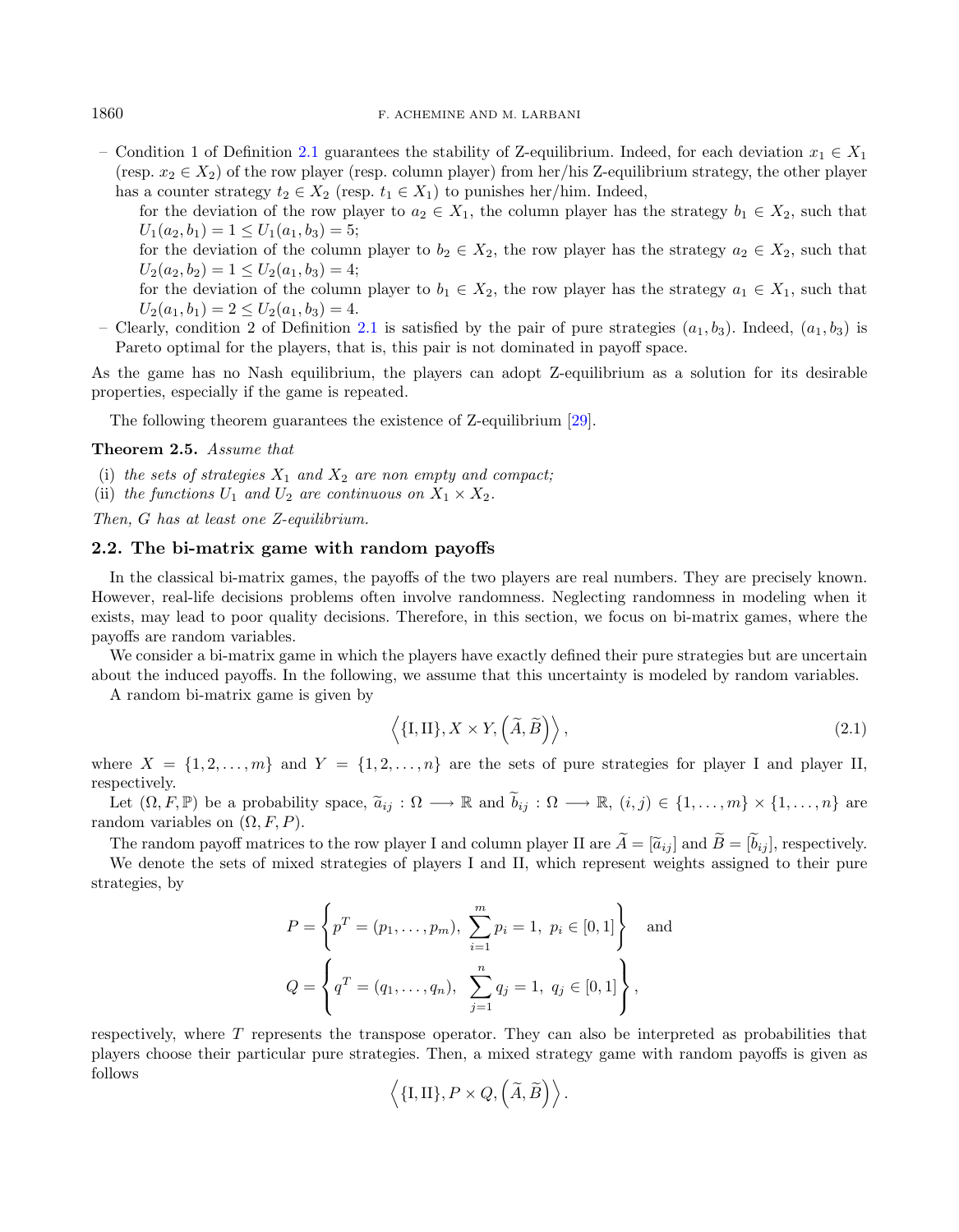- Condition 1 of Definition 2.1 guarantees the stability of Z-equilibrium. Indeed, for each deviation $x_1 \in X_1$ (resp. $x_2 \in X_2$) of the row player (resp. column player) from her/his Z-equilibrium strategy, the other player has a counter strategy $t_2 \in X_2$ (resp. $t_1 \in X_1$) to punishes her/him. Indeed,

  for the deviation of the row player to $a_2 \in X_1$, the column player has the strategy $b_1 \in X_2$, such that $U_1(a_2, b_1) = 1 \leq U_1(a_1, b_3) = 5$;

  for the deviation of the column player to $b_2 \in X_2$, the row player has the strategy $a_2 \in X_2$, such that $U_2(a_2, b_2) = 1 \leq U_2(a_1, b_3) = 4$;

  for the deviation of the column player to $b_1 \in X_2$, the row player has the strategy $a_1 \in X_1$, such that $U_2(a_1, b_1) = 2 \leq U_2(a_1, b_3) = 4$.
- Clearly, condition 2 of Definition 2.1 is satisfied by the pair of pure strategies $(a_1, b_3)$. Indeed, $(a_1, b_3)$ is Pareto optimal for the players, that is, this pair is not dominated in payoff space.

As the game has no Nash equilibrium, the players can adopt Z-equilibrium as a solution for its desirable properties, especially if the game is repeated.

The following theorem guarantees the existence of Z-equilibrium [29].

**Theorem 2.5.** *Assume that*

(i) *the sets of strategies $X_1$ and $X_2$ are non empty and compact;*
(ii) *the functions $U_1$ and $U_2$ are continuous on $X_1 \times X_2$.*

*Then, G has at least one Z-equilibrium.*

### 2.2. The bi-matrix game with random payoffs

In the classical bi-matrix games, the payoffs of the two players are real numbers. They are precisely known. However, real-life decisions problems often involve randomness. Neglecting randomness in modeling when it exists, may lead to poor quality decisions. Therefore, in this section, we focus on bi-matrix games, where the payoffs are random variables.

We consider a bi-matrix game in which the players have exactly defined their pure strategies but are uncertain about the induced payoffs. In the following, we assume that this uncertainty is modeled by random variables.

A random bi-matrix game is given by

$$\left\langle \{\mathrm{I}, \mathrm{II}\}, X \times Y, \left(\widetilde{A}, \widetilde{B}\right) \right\rangle, \tag{2.1}$$

where $X = \{1, 2, \ldots, m\}$ and $Y = \{1, 2, \ldots, n\}$ are the sets of pure strategies for player I and player II, respectively.

Let $(\Omega, F, \mathbb{P})$ be a probability space, $\widetilde{a}_{ij} : \Omega \longrightarrow \mathbb{R}$ and $\widetilde{b}_{ij} : \Omega \longrightarrow \mathbb{R}$, $(i, j) \in \{1, \ldots, m\} \times \{1, \ldots, n\}$ are random variables on $(\Omega, F, P)$.

The random payoff matrices to the row player I and column player II are $\widetilde{A} = [\widetilde{a}_{ij}]$ and $\widetilde{B} = [\widetilde{b}_{ij}]$, respectively.

We denote the sets of mixed strategies of players I and II, which represent weights assigned to their pure strategies, by

$$P = \left\{ p^T = (p_1, \ldots, p_m),\ \sum_{i=1}^{m} p_i = 1,\ p_i \in [0, 1] \right\} \quad \text{and}$$

$$Q = \left\{ q^T = (q_1, \ldots, q_n),\ \sum_{j=1}^{n} q_j = 1,\ q_j \in [0, 1] \right\},$$

respectively, where $T$ represents the transpose operator. They can also be interpreted as probabilities that players choose their particular pure strategies. Then, a mixed strategy game with random payoffs is given as follows

$$\left\langle \{\mathrm{I}, \mathrm{II}\}, P \times Q, \left(\widetilde{A}, \widetilde{B}\right) \right\rangle.$$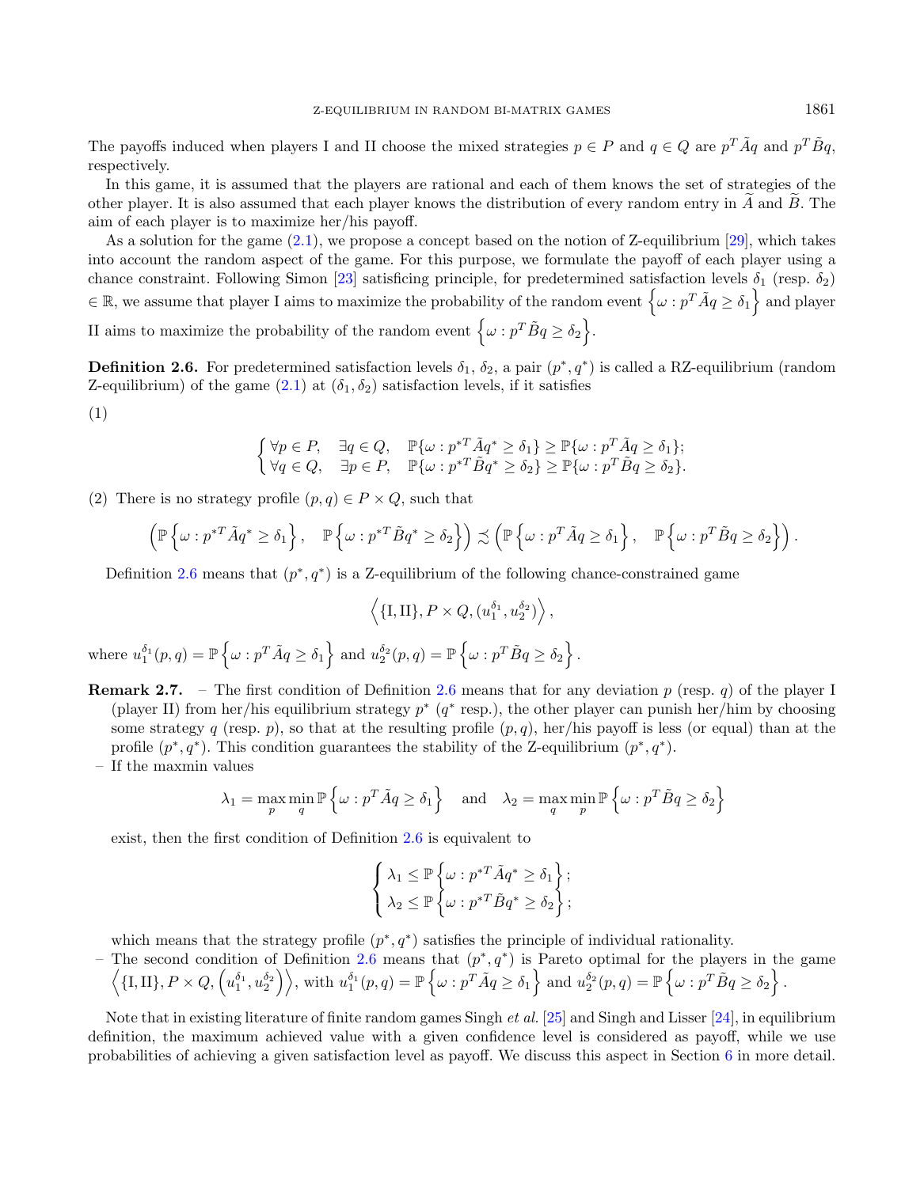The payoffs induced when players I and II choose the mixed strategies $p \in P$ and $q \in Q$ are $p^T\tilde{A}q$ and $p^T\tilde{B}q$, respectively.

In this game, it is assumed that the players are rational and each of them knows the set of strategies of the other player. It is also assumed that each player knows the distribution of every random entry in $\widetilde{A}$ and $\widetilde{B}$. The aim of each player is to maximize her/his payoff.

As a solution for the game (2.1), we propose a concept based on the notion of Z-equilibrium [29], which takes into account the random aspect of the game. For this purpose, we formulate the payoff of each player using a chance constraint. Following Simon [23] satisficing principle, for predetermined satisfaction levels $\delta_1$ (resp. $\delta_2$) $\in \mathbb{R}$, we assume that player I aims to maximize the probability of the random event $\left\{\omega : p^T\tilde{A}q \geq \delta_1\right\}$ and player II aims to maximize the probability of the random event $\left\{\omega : p^T\tilde{B}q \geq \delta_2\right\}$.

**Definition 2.6.** For predetermined satisfaction levels $\delta_1$, $\delta_2$, a pair $(p^*, q^*)$ is called a RZ-equilibrium (random Z-equilibrium) of the game (2.1) at $(\delta_1, \delta_2)$ satisfaction levels, if it satisfies

(1)

$$\begin{cases} \forall p \in P, \quad \exists q \in Q, \quad \mathbb{P}\{\omega : p^{*T}\tilde{A}q^* \geq \delta_1\} \geq \mathbb{P}\{\omega : p^T\tilde{A}q \geq \delta_1\}; \\ \forall q \in Q, \quad \exists p \in P, \quad \mathbb{P}\{\omega : p^{*T}\tilde{B}q^* \geq \delta_2\} \geq \mathbb{P}\{\omega : p^T\tilde{B}q \geq \delta_2\}. \end{cases}$$

(2) There is no strategy profile $(p, q) \in P \times Q$, such that

$$\left(\mathbb{P}\left\{\omega : p^{*T}\tilde{A}q^* \geq \delta_1\right\}, \quad \mathbb{P}\left\{\omega : p^{*T}\tilde{B}q^* \geq \delta_2\right\}\right) \precsim \left(\mathbb{P}\left\{\omega : p^T\tilde{A}q \geq \delta_1\right\}, \quad \mathbb{P}\left\{\omega : p^T\tilde{B}q \geq \delta_2\right\}\right).$$

Definition 2.6 means that $(p^*, q^*)$ is a Z-equilibrium of the following chance-constrained game

$$\left\langle \{\mathrm{I}, \mathrm{II}\}, P \times Q, (u_1^{\delta_1}, u_2^{\delta_2}) \right\rangle,$$

where $u_1^{\delta_1}(p, q) = \mathbb{P}\left\{\omega : p^T\tilde{A}q \geq \delta_1\right\}$ and $u_2^{\delta_2}(p, q) = \mathbb{P}\left\{\omega : p^T\tilde{B}q \geq \delta_2\right\}$.

**Remark 2.7.**
- The first condition of Definition 2.6 means that for any deviation $p$ (resp. $q$) of the player I (player II) from her/his equilibrium strategy $p^*$ ($q^*$ resp.), the other player can punish her/him by choosing some strategy $q$ (resp. $p$), so that at the resulting profile $(p, q)$, her/his payoff is less (or equal) than at the profile $(p^*, q^*)$. This condition guarantees the stability of the Z-equilibrium $(p^*, q^*)$.
- If the maxmin values

$$\lambda_1 = \max_p \min_q \mathbb{P}\left\{\omega : p^T\tilde{A}q \geq \delta_1\right\} \quad \text{and} \quad \lambda_2 = \max_q \min_p \mathbb{P}\left\{\omega : p^T\tilde{B}q \geq \delta_2\right\}$$

exist, then the first condition of Definition 2.6 is equivalent to

$$\begin{cases} \lambda_1 \leq \mathbb{P}\left\{\omega : p^{*T}\tilde{A}q^* \geq \delta_1\right\}; \\ \lambda_2 \leq \mathbb{P}\left\{\omega : p^{*T}\tilde{B}q^* \geq \delta_2\right\}; \end{cases}$$

which means that the strategy profile $(p^*, q^*)$ satisfies the principle of individual rationality.
- The second condition of Definition 2.6 means that $(p^*, q^*)$ is Pareto optimal for the players in the game $\left\langle \{\mathrm{I}, \mathrm{II}\}, P \times Q, \left(u_1^{\delta_1}, u_2^{\delta_2}\right) \right\rangle$, with $u_1^{\delta_1}(p, q) = \mathbb{P}\left\{\omega : p^T\tilde{A}q \geq \delta_1\right\}$ and $u_2^{\delta_2}(p, q) = \mathbb{P}\left\{\omega : p^T\tilde{B}q \geq \delta_2\right\}$.

Note that in existing literature of finite random games Singh *et al.* [25] and Singh and Lisser [24], in equilibrium definition, the maximum achieved value with a given confidence level is considered as payoff, while we use probabilities of achieving a given satisfaction level as payoff. We discuss this aspect in Section 6 in more detail.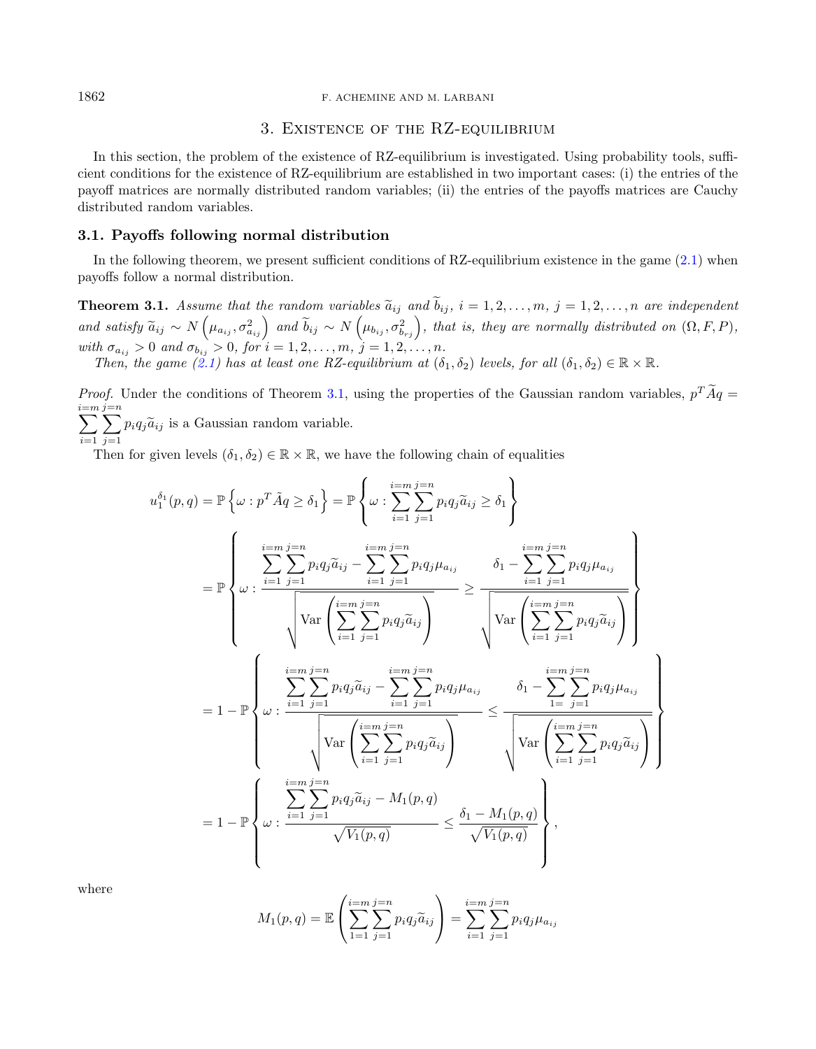## 3. Existence of the RZ-equilibrium

In this section, the problem of the existence of RZ-equilibrium is investigated. Using probability tools, sufficient conditions for the existence of RZ-equilibrium are established in two important cases: (i) the entries of the payoff matrices are normally distributed random variables; (ii) the entries of the payoffs matrices are Cauchy distributed random variables.

### 3.1. Payoffs following normal distribution

In the following theorem, we present sufficient conditions of RZ-equilibrium existence in the game (2.1) when payoffs follow a normal distribution.

**Theorem 3.1.** *Assume that the random variables $\widetilde{a}_{ij}$ and $\widetilde{b}_{ij}$, $i = 1, 2, \ldots, m$, $j = 1, 2, \ldots, n$ are independent and satisfy $\widetilde{a}_{ij} \sim N\left(\mu_{a_{ij}}, \sigma^2_{a_{ij}}\right)$ and $\widetilde{b}_{ij} \sim N\left(\mu_{b_{ij}}, \sigma^2_{b_{rj}}\right)$, that is, they are normally distributed on $(\Omega, F, P)$, with $\sigma_{a_{ij}} > 0$ and $\sigma_{b_{ij}} > 0$, for $i = 1, 2, \ldots, m$, $j = 1, 2, \ldots, n$.*

*Then, the game (2.1) has at least one RZ-equilibrium at $(\delta_1, \delta_2)$ levels, for all $(\delta_1, \delta_2) \in \mathbb{R} \times \mathbb{R}$.*

*Proof.* Under the conditions of Theorem 3.1, using the properties of the Gaussian random variables, $p^T \widetilde{A} q = \displaystyle\sum_{i=1}^{i=m} \sum_{j=1}^{j=n} p_i q_j \widetilde{a}_{ij}$ is a Gaussian random variable.

Then for given levels $(\delta_1, \delta_2) \in \mathbb{R} \times \mathbb{R}$, we have the following chain of equalities

$$
\begin{aligned}
u_1^{\delta_1}(p, q) &= \mathbb{P}\left\{\omega : p^T \tilde{A} q \geq \delta_1\right\} = \mathbb{P}\left\{\omega : \sum_{i=1}^{i=m} \sum_{j=1}^{j=n} p_i q_j \widetilde{a}_{ij} \geq \delta_1\right\} \\
&= \mathbb{P}\left\{\omega : \frac{\displaystyle\sum_{i=1}^{i=m} \sum_{j=1}^{j=n} p_i q_j \widetilde{a}_{ij} - \sum_{i=1}^{i=m} \sum_{j=1}^{j=n} p_i q_j \mu_{a_{ij}}}{\sqrt{\operatorname{Var}\left(\displaystyle\sum_{i=1}^{i=m} \sum_{j=1}^{j=n} p_i q_j \widetilde{a}_{ij}\right)}} \geq \frac{\delta_1 - \displaystyle\sum_{i=1}^{i=m} \sum_{j=1}^{j=n} p_i q_j \mu_{a_{ij}}}{\sqrt{\operatorname{Var}\left(\displaystyle\sum_{i=1}^{i=m} \sum_{j=1}^{j=n} p_i q_j \widetilde{a}_{ij}\right)}}\right\} \\
&= 1 - \mathbb{P}\left\{\omega : \frac{\displaystyle\sum_{i=1}^{i=m} \sum_{j=1}^{j=n} p_i q_j \widetilde{a}_{ij} - \sum_{i=1}^{i=m} \sum_{j=1}^{j=n} p_i q_j \mu_{a_{ij}}}{\sqrt{\operatorname{Var}\left(\displaystyle\sum_{i=1}^{i=m} \sum_{j=1}^{j=n} p_i q_j \widetilde{a}_{ij}\right)}} \leq \frac{\delta_1 - \displaystyle\sum_{1=}^{i=m} \sum_{j=1}^{j=n} p_i q_j \mu_{a_{ij}}}{\sqrt{\operatorname{Var}\left(\displaystyle\sum_{i=1}^{i=m} \sum_{j=1}^{j=n} p_i q_j \widetilde{a}_{ij}\right)}}\right\} \\
&= 1 - \mathbb{P}\left\{\omega : \frac{\displaystyle\sum_{i=1}^{i=m} \sum_{j=1}^{j=n} p_i q_j \widetilde{a}_{ij} - M_1(p, q)}{\sqrt{V_1(p, q)}} \leq \frac{\delta_1 - M_1(p, q)}{\sqrt{V_1(p, q)}}\right\},
\end{aligned}
$$

where

$$
M_1(p, q) = \mathbb{E}\left(\sum_{1=1}^{i=m} \sum_{j=1}^{j=n} p_i q_j \widetilde{a}_{ij}\right) = \sum_{i=1}^{i=m} \sum_{j=1}^{j=n} p_i q_j \mu_{a_{ij}}
$$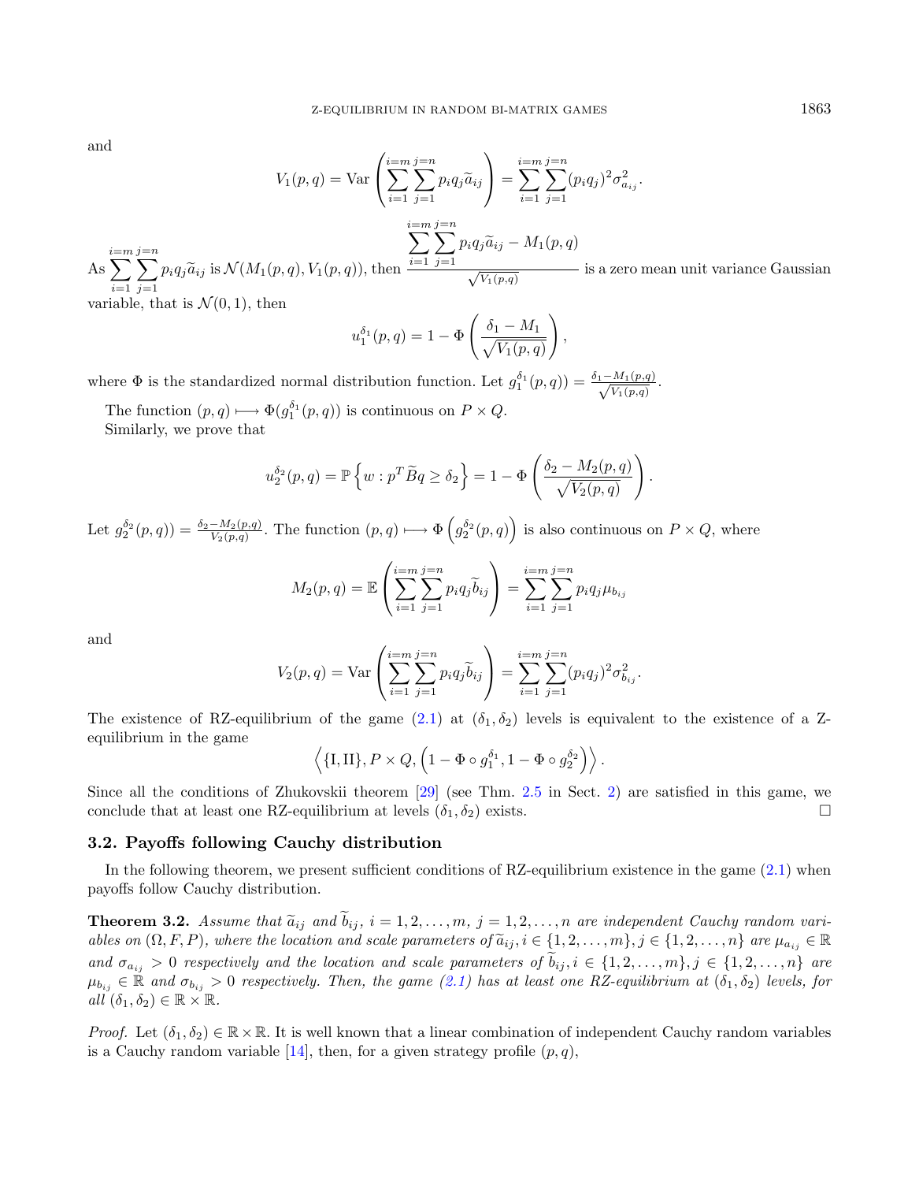and

$$V_1(p,q) = \mathrm{Var}\left(\sum_{i=1}^{i=m}\sum_{j=1}^{j=n} p_i q_j \widetilde{a}_{ij}\right) = \sum_{i=1}^{i=m}\sum_{j=1}^{j=n} (p_i q_j)^2 \sigma^2_{a_{ij}}.$$

As $\sum_{i=1}^{i=m}\sum_{j=1}^{j=n} p_i q_j \widetilde{a}_{ij}$ is $\mathcal{N}(M_1(p,q), V_1(p,q))$, then $\dfrac{\sum_{i=1}^{i=m}\sum_{j=1}^{j=n} p_i q_j \widetilde{a}_{ij} - M_1(p,q)}{\sqrt{V_1(p,q)}}$ is a zero mean unit variance Gaussian variable, that is $\mathcal{N}(0,1)$, then

$$u_1^{\delta_1}(p,q) = 1 - \Phi\left(\frac{\delta_1 - M_1}{\sqrt{V_1(p,q)}}\right),$$

where $\Phi$ is the standardized normal distribution function. Let $g_1^{\delta_1}(p,q)) = \frac{\delta_1 - M_1(p,q)}{\sqrt{V_1(p,q)}}$.

The function $(p,q) \longmapsto \Phi(g_1^{\delta_1}(p,q))$ is continuous on $P \times Q$.

Similarly, we prove that

$$u_2^{\delta_2}(p,q) = \mathbb{P}\left\{w : p^T \widetilde{B} q \geq \delta_2\right\} = 1 - \Phi\left(\frac{\delta_2 - M_2(p,q)}{\sqrt{V_2(p,q)}}\right).$$

Let $g_2^{\delta_2}(p,q)) = \frac{\delta_2 - M_2(p,q)}{V_2(p,q)}$. The function $(p,q) \longmapsto \Phi\left(g_2^{\delta_2}(p,q)\right)$ is also continuous on $P \times Q$, where

$$M_2(p,q) = \mathbb{E}\left(\sum_{i=1}^{i=m}\sum_{j=1}^{j=n} p_i q_j \widetilde{b}_{ij}\right) = \sum_{i=1}^{i=m}\sum_{j=1}^{j=n} p_i q_j \mu_{b_{ij}}$$

and

$$V_2(p,q) = \mathrm{Var}\left(\sum_{i=1}^{i=m}\sum_{j=1}^{j=n} p_i q_j \widetilde{b}_{ij}\right) = \sum_{i=1}^{i=m}\sum_{j=1}^{j=n} (p_i q_j)^2 \sigma^2_{b_{ij}}.$$

The existence of RZ-equilibrium of the game (2.1) at $(\delta_1, \delta_2)$ levels is equivalent to the existence of a Z-equilibrium in the game

$$\left\langle \{\mathrm{I}, \mathrm{II}\}, P \times Q, \left(1 - \Phi \circ g_1^{\delta_1}, 1 - \Phi \circ g_2^{\delta_2}\right)\right\rangle.$$

Since all the conditions of Zhukovskii theorem [29] (see Thm. 2.5 in Sect. 2) are satisfied in this game, we conclude that at least one RZ-equilibrium at levels $(\delta_1, \delta_2)$ exists. □

### 3.2. Payoffs following Cauchy distribution

In the following theorem, we present sufficient conditions of RZ-equilibrium existence in the game (2.1) when payoffs follow Cauchy distribution.

**Theorem 3.2.** *Assume that $\widetilde{a}_{ij}$ and $\widetilde{b}_{ij}$, $i = 1, 2, \ldots, m$, $j = 1, 2, \ldots, n$ are independent Cauchy random variables on $(\Omega, F, P)$, where the location and scale parameters of $\widetilde{a}_{ij}, i \in \{1, 2, \ldots, m\}, j \in \{1, 2, \ldots, n\}$ are $\mu_{a_{ij}} \in \mathbb{R}$ and $\sigma_{a_{ij}} > 0$ respectively and the location and scale parameters of $\widetilde{b}_{ij}, i \in \{1, 2, \ldots, m\}, j \in \{1, 2, \ldots, n\}$ are $\mu_{b_{ij}} \in \mathbb{R}$ and $\sigma_{b_{ij}} > 0$ respectively. Then, the game (2.1) has at least one RZ-equilibrium at $(\delta_1, \delta_2)$ levels, for all $(\delta_1, \delta_2) \in \mathbb{R} \times \mathbb{R}$.*

*Proof.* Let $(\delta_1, \delta_2) \in \mathbb{R} \times \mathbb{R}$. It is well known that a linear combination of independent Cauchy random variables is a Cauchy random variable [14], then, for a given strategy profile $(p, q)$,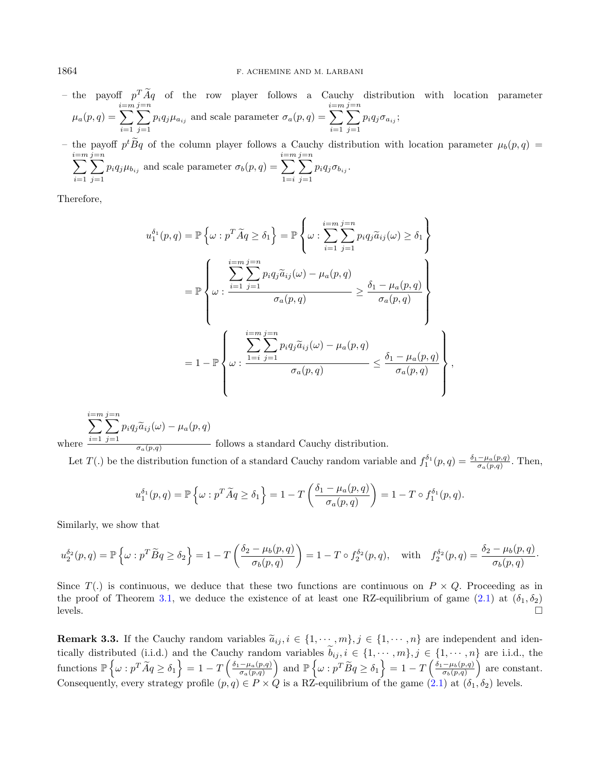– the payoff $p^T\widetilde{A}q$ of the row player follows a Cauchy distribution with location parameter $\mu_a(p,q) = \sum_{i=1}^{i=m}\sum_{j=1}^{j=n} p_i q_j \mu_{a_{ij}}$ and scale parameter $\sigma_a(p,q) = \sum_{i=1}^{i=m}\sum_{j=1}^{j=n} p_i q_j \sigma_{a_{ij}}$;

– the payoff $p^t\widetilde{B}q$ of the column player follows a Cauchy distribution with location parameter $\mu_b(p,q) = \sum_{i=1}^{i=m}\sum_{j=1}^{j=n} p_i q_j \mu_{b_{ij}}$ and scale parameter $\sigma_b(p,q) = \sum_{1=i}^{i=m}\sum_{j=1}^{j=n} p_i q_j \sigma_{b_{ij}}$.

Therefore,

$$
\begin{aligned}
u_1^{\delta_1}(p,q) &= \mathbb{P}\left\{\omega : p^T\widetilde{A}q \geq \delta_1\right\} = \mathbb{P}\left\{\omega : \sum_{i=1}^{i=m}\sum_{j=1}^{j=n} p_i q_j \widetilde{a}_{ij}(\omega) \geq \delta_1\right\} \\
&= \mathbb{P}\left\{\omega : \frac{\sum_{i=1}^{i=m}\sum_{j=1}^{j=n} p_i q_j \widetilde{a}_{ij}(\omega) - \mu_a(p,q)}{\sigma_a(p,q)} \geq \frac{\delta_1 - \mu_a(p,q)}{\sigma_a(p,q)}\right\} \\
&= 1 - \mathbb{P}\left\{\omega : \frac{\sum_{1=i}^{i=m}\sum_{j=1}^{j=n} p_i q_j \widetilde{a}_{ij}(\omega) - \mu_a(p,q)}{\sigma_a(p,q)} \leq \frac{\delta_1 - \mu_a(p,q)}{\sigma_a(p,q)}\right\},
\end{aligned}
$$

where $\frac{\sum_{i=1}^{i=m}\sum_{j=1}^{j=n} p_i q_j \widetilde{a}_{ij}(\omega) - \mu_a(p,q)}{\sigma_a(p,q)}$ follows a standard Cauchy distribution.

Let $T(.)$ be the distribution function of a standard Cauchy random variable and $f_1^{\delta_1}(p,q) = \frac{\delta_1 - \mu_a(p,q)}{\sigma_a(p,q)}$. Then,

$$
u_1^{\delta_1}(p,q) = \mathbb{P}\left\{\omega : p^T\widetilde{A}q \geq \delta_1\right\} = 1 - T\left(\frac{\delta_1 - \mu_a(p,q)}{\sigma_a(p,q)}\right) = 1 - T \circ f_1^{\delta_1}(p,q).
$$

Similarly, we show that

$$
u_2^{\delta_2}(p,q) = \mathbb{P}\left\{\omega : p^T\widetilde{B}q \geq \delta_2\right\} = 1 - T\left(\frac{\delta_2 - \mu_b(p,q)}{\sigma_b(p,q)}\right) = 1 - T \circ f_2^{\delta_2}(p,q), \quad \text{with} \quad f_2^{\delta_2}(p,q) = \frac{\delta_2 - \mu_b(p,q)}{\sigma_b(p,q)}.
$$

Since $T(.)$ is continuous, we deduce that these two functions are continuous on $P \times Q$. Proceeding as in the proof of Theorem 3.1, we deduce the existence of at least one RZ-equilibrium of game (2.1) at $(\delta_1, \delta_2)$ levels. $\square$

**Remark 3.3.** If the Cauchy random variables $\widetilde{a}_{ij}, i \in \{1, \cdots, m\}, j \in \{1, \cdots, n\}$ are independent and identically distributed (i.i.d.) and the Cauchy random variables $\widetilde{b}_{ij}, i \in \{1, \cdots, m\}, j \in \{1, \cdots, n\}$ are i.i.d., the functions $\mathbb{P}\left\{\omega : p^T\widetilde{A}q \geq \delta_1\right\} = 1 - T\left(\frac{\delta_1 - \mu_a(p,q)}{\sigma_a(p,q)}\right)$ and $\mathbb{P}\left\{\omega : p^T\widetilde{B}q \geq \delta_1\right\} = 1 - T\left(\frac{\delta_1 - \mu_b(p,q)}{\sigma_b(p,q)}\right)$ are constant. Consequently, every strategy profile $(p,q) \in P \times Q$ is a RZ-equilibrium of the game (2.1) at $(\delta_1, \delta_2)$ levels.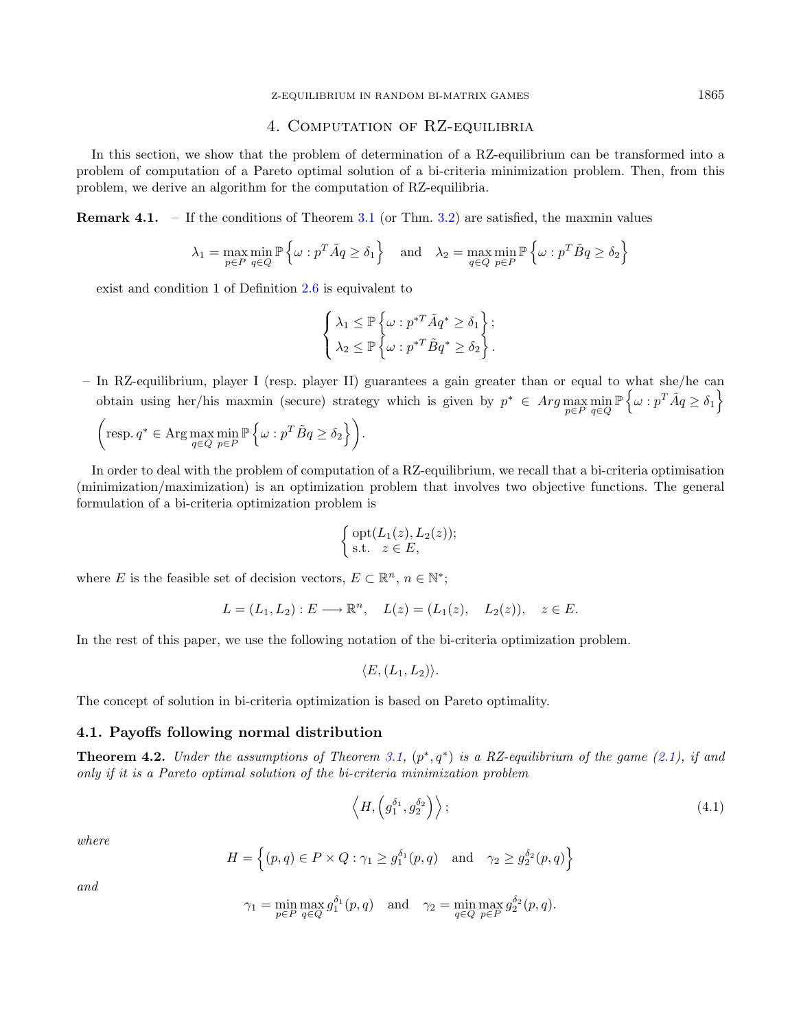## 4. Computation of RZ-equilibria

In this section, we show that the problem of determination of a RZ-equilibrium can be transformed into a problem of computation of a Pareto optimal solution of a bi-criteria minimization problem. Then, from this problem, we derive an algorithm for the computation of RZ-equilibria.

**Remark 4.1.** – If the conditions of Theorem 3.1 (or Thm. 3.2) are satisfied, the maxmin values

$$\lambda_1 = \max_{p\in P}\min_{q\in Q} \mathbb{P}\left\{\omega : p^T\tilde{A}q \geq \delta_1\right\} \quad \text{and} \quad \lambda_2 = \max_{q\in Q}\min_{p\in P} \mathbb{P}\left\{\omega : p^T\tilde{B}q \geq \delta_2\right\}$$

exist and condition 1 of Definition 2.6 is equivalent to

$$\begin{cases} \lambda_1 \leq \mathbb{P}\left\{\omega : p^{*T}\tilde{A}q^* \geq \delta_1\right\}; \\ \lambda_2 \leq \mathbb{P}\left\{\omega : p^{*T}\tilde{B}q^* \geq \delta_2\right\}. \end{cases}$$

– In RZ-equilibrium, player I (resp. player II) guarantees a gain greater than or equal to what she/he can obtain using her/his maxmin (secure) strategy which is given by $p^* \in Arg\max_{p\in P}\min_{q\in Q} \mathbb{P}\left\{\omega : p^T\tilde{A}q \geq \delta_1\right\}$ $\left(\text{resp. } q^* \in \text{Arg}\max_{q\in Q}\min_{p\in P} \mathbb{P}\left\{\omega : p^T\tilde{B}q \geq \delta_2\right\}\right)$.

In order to deal with the problem of computation of a RZ-equilibrium, we recall that a bi-criteria optimisation (minimization/maximization) is an optimization problem that involves two objective functions. The general formulation of a bi-criteria optimization problem is

$$\begin{cases} \text{opt}(L_1(z), L_2(z)); \\ \text{s.t.} \quad z \in E, \end{cases}$$

where $E$ is the feasible set of decision vectors, $E \subset \mathbb{R}^n$, $n \in \mathbb{N}^*$;

$$L = (L_1, L_2) : E \longrightarrow \mathbb{R}^n, \quad L(z) = (L_1(z), \quad L_2(z)), \quad z \in E.$$

In the rest of this paper, we use the following notation of the bi-criteria optimization problem.

$$\langle E, (L_1, L_2)\rangle.$$

The concept of solution in bi-criteria optimization is based on Pareto optimality.

### 4.1. Payoffs following normal distribution

**Theorem 4.2.** *Under the assumptions of Theorem 3.1, $(p^*, q^*)$ is a RZ-equilibrium of the game (2.1), if and only if it is a Pareto optimal solution of the bi-criteria minimization problem*

$$\left\langle H, \left(g_1^{\delta_1}, g_2^{\delta_2}\right)\right\rangle; \tag{4.1}$$

*where*

$$H = \left\{(p,q) \in P \times Q : \gamma_1 \geq g_1^{\delta_1}(p,q) \quad \text{and} \quad \gamma_2 \geq g_2^{\delta_2}(p,q)\right\}$$

*and*

$$\gamma_1 = \min_{p\in P}\max_{q\in Q} g_1^{\delta_1}(p,q) \quad \text{and} \quad \gamma_2 = \min_{q\in Q}\max_{p\in P} g_2^{\delta_2}(p,q).$$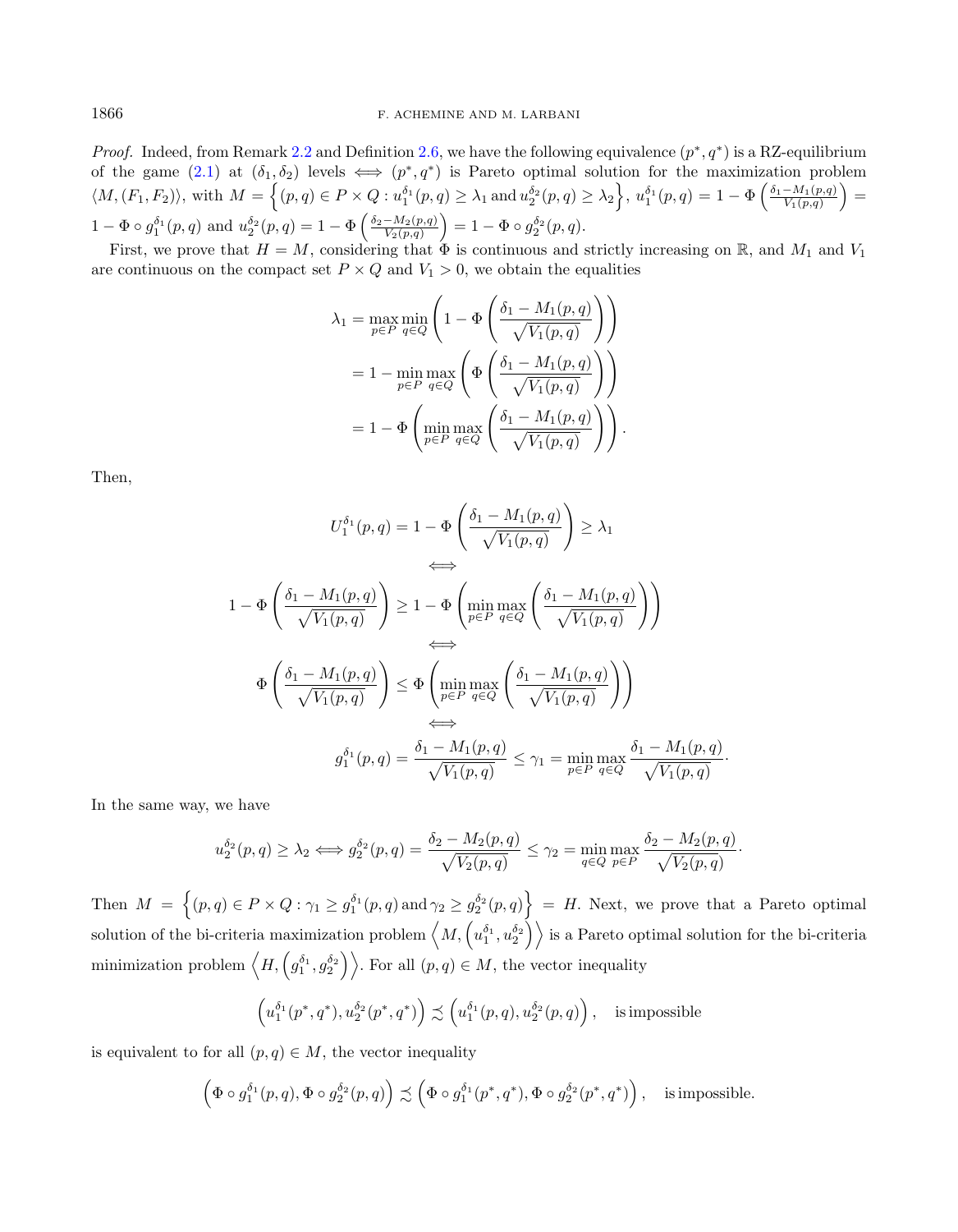*Proof.* Indeed, from Remark 2.2 and Definition 2.6, we have the following equivalence $(p^*, q^*)$ is a RZ-equilibrium of the game (2.1) at $(\delta_1, \delta_2)$ levels $\iff$ $(p^*, q^*)$ is Pareto optimal solution for the maximization problem $\langle M, (F_1, F_2)\rangle$, with $M = \left\{(p,q) \in P \times Q : u_1^{\delta_1}(p,q) \geq \lambda_1 \text{ and } u_2^{\delta_2}(p,q) \geq \lambda_2\right\}$, $u_1^{\delta_1}(p,q) = 1 - \Phi\left(\frac{\delta_1 - M_1(p,q)}{V_1(p,q)}\right) = 1 - \Phi \circ g_1^{\delta_1}(p,q)$ and $u_2^{\delta_2}(p,q) = 1 - \Phi\left(\frac{\delta_2 - M_2(p,q)}{V_2(p,q)}\right) = 1 - \Phi \circ g_2^{\delta_2}(p,q)$.

First, we prove that $H = M$, considering that $\Phi$ is continuous and strictly increasing on $\mathbb{R}$, and $M_1$ and $V_1$ are continuous on the compact set $P \times Q$ and $V_1 > 0$, we obtain the equalities

$$
\begin{aligned}
\lambda_1 &= \max_{p\in P}\min_{q\in Q}\left(1 - \Phi\left(\frac{\delta_1 - M_1(p,q)}{\sqrt{V_1(p,q)}}\right)\right) \\
&= 1 - \min_{p\in P}\max_{q\in Q}\left(\Phi\left(\frac{\delta_1 - M_1(p,q)}{\sqrt{V_1(p,q)}}\right)\right) \\
&= 1 - \Phi\left(\min_{p\in P}\max_{q\in Q}\left(\frac{\delta_1 - M_1(p,q)}{\sqrt{V_1(p,q)}}\right)\right).
\end{aligned}
$$

Then,

$$
\begin{gathered}
U_1^{\delta_1}(p,q) = 1 - \Phi\left(\frac{\delta_1 - M_1(p,q)}{\sqrt{V_1(p,q)}}\right) \geq \lambda_1 \\
\iff \\
1 - \Phi\left(\frac{\delta_1 - M_1(p,q)}{\sqrt{V_1(p,q)}}\right) \geq 1 - \Phi\left(\min_{p\in P}\max_{q\in Q}\left(\frac{\delta_1 - M_1(p,q)}{\sqrt{V_1(p,q)}}\right)\right) \\
\iff \\
\Phi\left(\frac{\delta_1 - M_1(p,q)}{\sqrt{V_1(p,q)}}\right) \leq \Phi\left(\min_{p\in P}\max_{q\in Q}\left(\frac{\delta_1 - M_1(p,q)}{\sqrt{V_1(p,q)}}\right)\right) \\
\iff \\
g_1^{\delta_1}(p,q) = \frac{\delta_1 - M_1(p,q)}{\sqrt{V_1(p,q)}} \leq \gamma_1 = \min_{p\in P}\max_{q\in Q}\frac{\delta_1 - M_1(p,q)}{\sqrt{V_1(p,q)}}.
\end{gathered}
$$

In the same way, we have

$$
u_2^{\delta_2}(p,q) \geq \lambda_2 \iff g_2^{\delta_2}(p,q) = \frac{\delta_2 - M_2(p,q)}{\sqrt{V_2(p,q)}} \leq \gamma_2 = \min_{q\in Q}\max_{p\in P}\frac{\delta_2 - M_2(p,q)}{\sqrt{V_2(p,q)}}.
$$

Then $M = \left\{(p,q) \in P \times Q : \gamma_1 \geq g_1^{\delta_1}(p,q) \text{ and } \gamma_2 \geq g_2^{\delta_2}(p,q)\right\} = H$. Next, we prove that a Pareto optimal solution of the bi-criteria maximization problem $\left\langle M, \left(u_1^{\delta_1}, u_2^{\delta_2}\right)\right\rangle$ is a Pareto optimal solution for the bi-criteria minimization problem $\left\langle H, \left(g_1^{\delta_1}, g_2^{\delta_2}\right)\right\rangle$. For all $(p,q) \in M$, the vector inequality

$$
\left(u_1^{\delta_1}(p^*,q^*), u_2^{\delta_2}(p^*,q^*)\right) \precsim \left(u_1^{\delta_1}(p,q), u_2^{\delta_2}(p,q)\right), \quad \text{is impossible}
$$

is equivalent to for all $(p,q) \in M$, the vector inequality

$$
\left(\Phi \circ g_1^{\delta_1}(p,q), \Phi \circ g_2^{\delta_2}(p,q)\right) \precsim \left(\Phi \circ g_1^{\delta_1}(p^*,q^*), \Phi \circ g_2^{\delta_2}(p^*,q^*)\right), \quad \text{is impossible.}
$$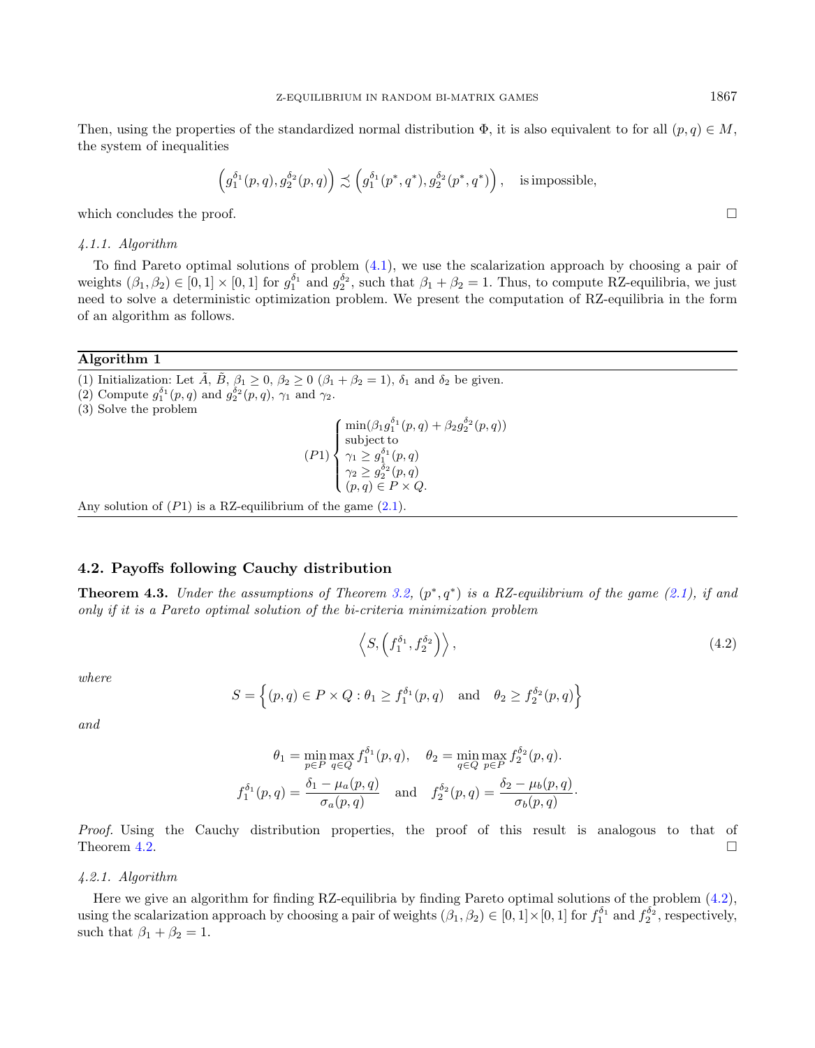Then, using the properties of the standardized normal distribution $\Phi$, it is also equivalent to for all $(p,q) \in M$, the system of inequalities

$$\left(g_1^{\delta_1}(p,q), g_2^{\delta_2}(p,q)\right) \precsim \left(g_1^{\delta_1}(p^*,q^*), g_2^{\delta_2}(p^*,q^*)\right), \quad \text{is impossible,}$$

which concludes the proof. □

*4.1.1. Algorithm*

To find Pareto optimal solutions of problem (4.1), we use the scalarization approach by choosing a pair of weights $(\beta_1, \beta_2) \in [0,1] \times [0,1]$ for $g_1^{\delta_1}$ and $g_2^{\delta_2}$, such that $\beta_1 + \beta_2 = 1$. Thus, to compute RZ-equilibria, we just need to solve a deterministic optimization problem. We present the computation of RZ-equilibria in the form of an algorithm as follows.

**Algorithm 1**

(1) Initialization: Let $\tilde{A}$, $\tilde{B}$, $\beta_1 \geq 0$, $\beta_2 \geq 0$ $(\beta_1 + \beta_2 = 1)$, $\delta_1$ and $\delta_2$ be given.
(2) Compute $g_1^{\delta_1}(p,q)$ and $g_2^{\delta_2}(p,q)$, $\gamma_1$ and $\gamma_2$.
(3) Solve the problem

$$(P1)\begin{cases} \min(\beta_1 g_1^{\delta_1}(p,q) + \beta_2 g_2^{\delta_2}(p,q)) \\ \text{subject to} \\ \gamma_1 \geq g_1^{\delta_1}(p,q) \\ \gamma_2 \geq g_2^{\delta_2}(p,q) \\ (p,q) \in P \times Q. \end{cases}$$

Any solution of $(P1)$ is a RZ-equilibrium of the game (2.1).

## 4.2. Payoffs following Cauchy distribution

**Theorem 4.3.** *Under the assumptions of Theorem 3.2, $(p^*,q^*)$ is a RZ-equilibrium of the game (2.1), if and only if it is a Pareto optimal solution of the bi-criteria minimization problem*

$$\left\langle S, \left(f_1^{\delta_1}, f_2^{\delta_2}\right)\right\rangle, \tag{4.2}$$

*where*

$$S = \left\{(p,q) \in P \times Q : \theta_1 \geq f_1^{\delta_1}(p,q) \quad \text{and} \quad \theta_2 \geq f_2^{\delta_2}(p,q)\right\}$$

*and*

$$\theta_1 = \min_{p\in P}\max_{q\in Q} f_1^{\delta_1}(p,q), \quad \theta_2 = \min_{q\in Q}\max_{p\in P} f_2^{\delta_2}(p,q).$$

$$f_1^{\delta_1}(p,q) = \frac{\delta_1 - \mu_a(p,q)}{\sigma_a(p,q)} \quad \text{and} \quad f_2^{\delta_2}(p,q) = \frac{\delta_2 - \mu_b(p,q)}{\sigma_b(p,q)}.$$

*Proof.* Using the Cauchy distribution properties, the proof of this result is analogous to that of Theorem 4.2. □

*4.2.1. Algorithm*

Here we give an algorithm for finding RZ-equilibria by finding Pareto optimal solutions of the problem (4.2), using the scalarization approach by choosing a pair of weights $(\beta_1, \beta_2) \in [0,1] \times [0,1]$ for $f_1^{\delta_1}$ and $f_2^{\delta_2}$, respectively, such that $\beta_1 + \beta_2 = 1$.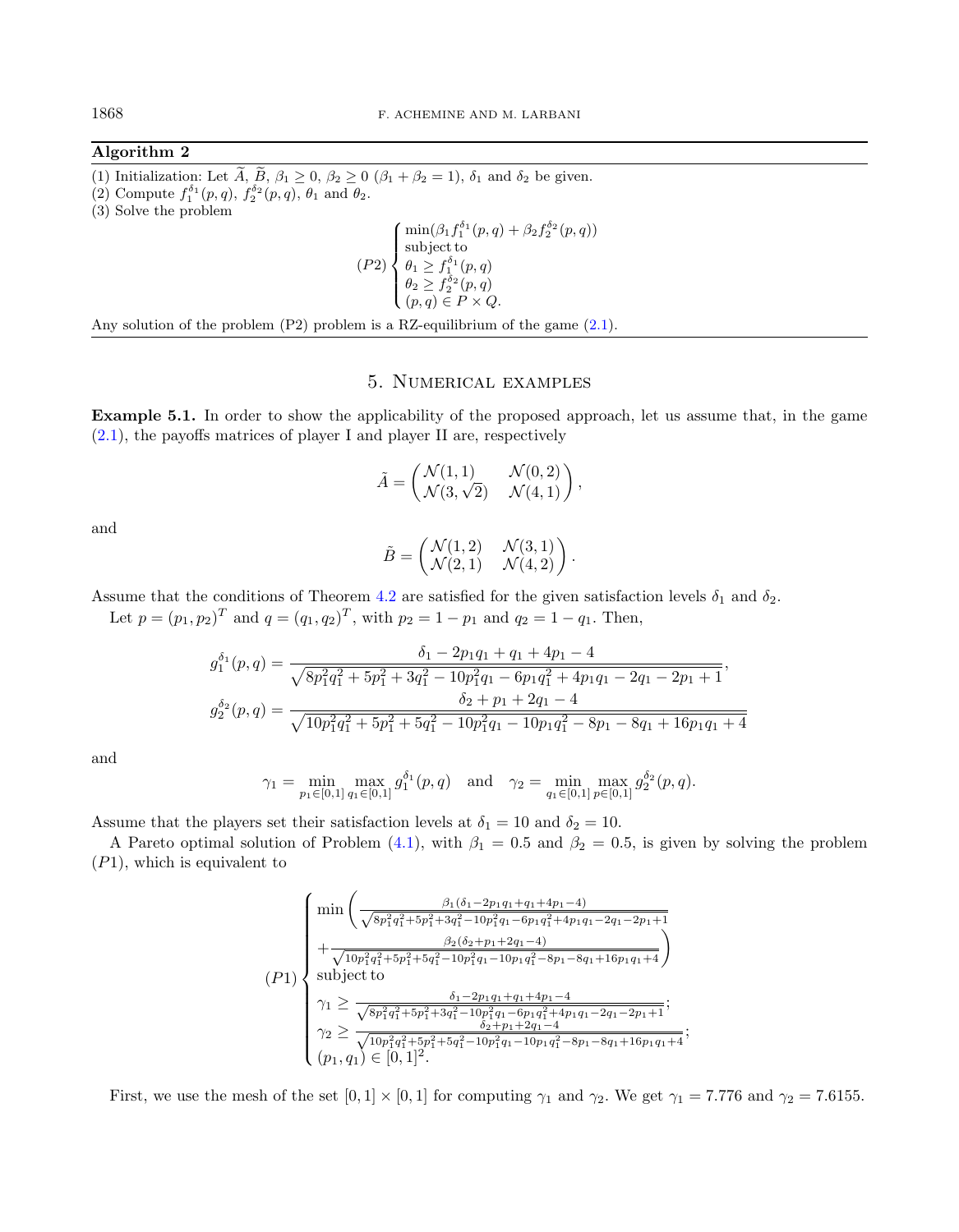**Algorithm 2**

(1) Initialization: Let $\widetilde{A}$, $\widetilde{B}$, $\beta_1 \geq 0$, $\beta_2 \geq 0$ $(\beta_1 + \beta_2 = 1)$, $\delta_1$ and $\delta_2$ be given.
(2) Compute $f_1^{\delta_1}(p,q)$, $f_2^{\delta_2}(p,q)$, $\theta_1$ and $\theta_2$.
(3) Solve the problem

$$
(P2)\begin{cases}
\min(\beta_1 f_1^{\delta_1}(p,q) + \beta_2 f_2^{\delta_2}(p,q))\\
\text{subject to}\\
\theta_1 \geq f_1^{\delta_1}(p,q)\\
\theta_2 \geq f_2^{\delta_2}(p,q)\\
(p,q) \in P \times Q.
\end{cases}
$$

Any solution of the problem (P2) problem is a RZ-equilibrium of the game (2.1).

## 5. Numerical examples

**Example 5.1.** In order to show the applicability of the proposed approach, let us assume that, in the game (2.1), the payoffs matrices of player I and player II are, respectively

$$
\tilde{A} = \begin{pmatrix} \mathcal{N}(1,1) & \mathcal{N}(0,2) \\ \mathcal{N}(3,\sqrt{2}) & \mathcal{N}(4,1) \end{pmatrix},
$$

and

$$
\tilde{B} = \begin{pmatrix} \mathcal{N}(1,2) & \mathcal{N}(3,1) \\ \mathcal{N}(2,1) & \mathcal{N}(4,2) \end{pmatrix}.
$$

Assume that the conditions of Theorem 4.2 are satisfied for the given satisfaction levels $\delta_1$ and $\delta_2$.

Let $p = (p_1, p_2)^T$ and $q = (q_1, q_2)^T$, with $p_2 = 1 - p_1$ and $q_2 = 1 - q_1$. Then,

$$
g_1^{\delta_1}(p,q) = \frac{\delta_1 - 2p_1q_1 + q_1 + 4p_1 - 4}{\sqrt{8p_1^2q_1^2 + 5p_1^2 + 3q_1^2 - 10p_1^2q_1 - 6p_1q_1^2 + 4p_1q_1 - 2q_1 - 2p_1 + 1}},
$$

$$
g_2^{\delta_2}(p,q) = \frac{\delta_2 + p_1 + 2q_1 - 4}{\sqrt{10p_1^2q_1^2 + 5p_1^2 + 5q_1^2 - 10p_1^2q_1 - 10p_1q_1^2 - 8p_1 - 8q_1 + 16p_1q_1 + 4}}
$$

and

$$
\gamma_1 = \min_{p_1 \in [0,1]} \max_{q_1 \in [0,1]} g_1^{\delta_1}(p,q) \quad \text{and} \quad \gamma_2 = \min_{q_1 \in [0,1]} \max_{p \in [0,1]} g_2^{\delta_2}(p,q).
$$

Assume that the players set their satisfaction levels at $\delta_1 = 10$ and $\delta_2 = 10$.

A Pareto optimal solution of Problem (4.1), with $\beta_1 = 0.5$ and $\beta_2 = 0.5$, is given by solving the problem $(P1)$, which is equivalent to

$$
(P1)\begin{cases}
\min\left(\frac{\beta_1(\delta_1 - 2p_1q_1 + q_1 + 4p_1 - 4)}{\sqrt{8p_1^2q_1^2 + 5p_1^2 + 3q_1^2 - 10p_1^2q_1 - 6p_1q_1^2 + 4p_1q_1 - 2q_1 - 2p_1 + 1}} \right.\\
\left. + \frac{\beta_2(\delta_2 + p_1 + 2q_1 - 4)}{\sqrt{10p_1^2q_1^2 + 5p_1^2 + 5q_1^2 - 10p_1^2q_1 - 10p_1q_1^2 - 8p_1 - 8q_1 + 16p_1q_1 + 4}}\right)\\
\text{subject to}\\
\gamma_1 \geq \frac{\delta_1 - 2p_1q_1 + q_1 + 4p_1 - 4}{\sqrt{8p_1^2q_1^2 + 5p_1^2 + 3q_1^2 - 10p_1^2q_1 - 6p_1q_1^2 + 4p_1q_1 - 2q_1 - 2p_1 + 1}};\\
\gamma_2 \geq \frac{\delta_2 + p_1 + 2q_1 - 4}{\sqrt{10p_1^2q_1^2 + 5p_1^2 + 5q_1^2 - 10p_1^2q_1 - 10p_1q_1^2 - 8p_1 - 8q_1 + 16p_1q_1 + 4}};\\
(p_1, q_1) \in [0,1]^2.
\end{cases}
$$

First, we use the mesh of the set $[0,1] \times [0,1]$ for computing $\gamma_1$ and $\gamma_2$. We get $\gamma_1 = 7.776$ and $\gamma_2 = 7.6155$.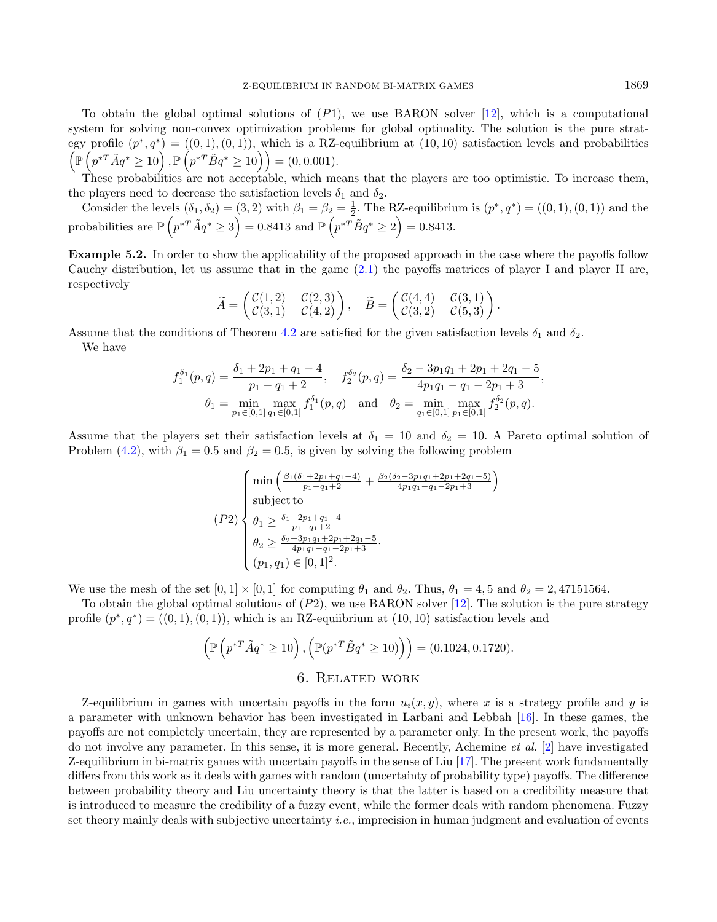To obtain the global optimal solutions of $(P1)$, we use BARON solver [12], which is a computational system for solving non-convex optimization problems for global optimality. The solution is the pure strategy profile $(p^*, q^*) = ((0,1),(0,1))$, which is a RZ-equilibrium at $(10, 10)$ satisfaction levels and probabilities $\left(\mathbb{P}\left(p^{*T}\tilde{A}q^* \geq 10\right), \mathbb{P}\left(p^{*T}\tilde{B}q^* \geq 10\right)\right) = (0, 0.001)$.

These probabilities are not acceptable, which means that the players are too optimistic. To increase them, the players need to decrease the satisfaction levels $\delta_1$ and $\delta_2$.

Consider the levels $(\delta_1, \delta_2) = (3, 2)$ with $\beta_1 = \beta_2 = \frac{1}{2}$. The RZ-equilibrium is $(p^*, q^*) = ((0,1),(0,1))$ and the probabilities are $\mathbb{P}\left(p^{*T}\tilde{A}q^* \geq 3\right) = 0.8413$ and $\mathbb{P}\left(p^{*T}\tilde{B}q^* \geq 2\right) = 0.8413$.

**Example 5.2.** In order to show the applicability of the proposed approach in the case where the payoffs follow Cauchy distribution, let us assume that in the game (2.1) the payoffs matrices of player I and player II are, respectively

$$\widetilde{A} = \begin{pmatrix} \mathcal{C}(1,2) & \mathcal{C}(2,3) \\ \mathcal{C}(3,1) & \mathcal{C}(4,2) \end{pmatrix}, \quad \widetilde{B} = \begin{pmatrix} \mathcal{C}(4,4) & \mathcal{C}(3,1) \\ \mathcal{C}(3,2) & \mathcal{C}(5,3) \end{pmatrix}.$$

Assume that the conditions of Theorem 4.2 are satisfied for the given satisfaction levels $\delta_1$ and $\delta_2$.

We have

$$f_1^{\delta_1}(p,q) = \frac{\delta_1 + 2p_1 + q_1 - 4}{p_1 - q_1 + 2}, \quad f_2^{\delta_2}(p,q) = \frac{\delta_2 - 3p_1q_1 + 2p_1 + 2q_1 - 5}{4p_1q_1 - q_1 - 2p_1 + 3},$$
$$\theta_1 = \min_{p_1 \in [0,1]} \max_{q_1 \in [0,1]} f_1^{\delta_1}(p,q) \quad \text{and} \quad \theta_2 = \min_{q_1 \in [0,1]} \max_{p_1 \in [0,1]} f_2^{\delta_2}(p,q).$$

Assume that the players set their satisfaction levels at $\delta_1 = 10$ and $\delta_2 = 10$. A Pareto optimal solution of Problem (4.2), with $\beta_1 = 0.5$ and $\beta_2 = 0.5$, is given by solving the following problem

$$(P2) \begin{cases} \min \left( \frac{\beta_1(\delta_1 + 2p_1 + q_1 - 4)}{p_1 - q_1 + 2} + \frac{\beta_2(\delta_2 - 3p_1q_1 + 2p_1 + 2q_1 - 5)}{4p_1q_1 - q_1 - 2p_1 + 3} \right) \\ \text{subject to} \\ \theta_1 \geq \frac{\delta_1 + 2p_1 + q_1 - 4}{p_1 - q_1 + 2} \\ \theta_2 \geq \frac{\delta_2 + 3p_1q_1 + 2p_1 + 2q_1 - 5}{4p_1q_1 - q_1 - 2p_1 + 3}. \\ (p_1, q_1) \in [0,1]^2. \end{cases}$$

We use the mesh of the set $[0,1] \times [0,1]$ for computing $\theta_1$ and $\theta_2$. Thus, $\theta_1 = 4,5$ and $\theta_2 = 2,47151564$.

To obtain the global optimal solutions of $(P2)$, we use BARON solver [12]. The solution is the pure strategy profile $(p^*, q^*) = ((0,1),(0,1))$, which is an RZ-equiibrium at $(10, 10)$ satisfaction levels and

$$\left(\mathbb{P}\left(p^{*T}\tilde{A}q^* \geq 10\right), \left(\mathbb{P}(p^{*T}\tilde{B}q^* \geq 10)\right)\right) = (0.1024, 0.1720).$$

## 6. Related work

Z-equilibrium in games with uncertain payoffs in the form $u_i(x, y)$, where $x$ is a strategy profile and $y$ is a parameter with unknown behavior has been investigated in Larbani and Lebbah [16]. In these games, the payoffs are not completely uncertain, they are represented by a parameter only. In the present work, the payoffs do not involve any parameter. In this sense, it is more general. Recently, Achemine *et al.* [2] have investigated Z-equilibrium in bi-matrix games with uncertain payoffs in the sense of Liu [17]. The present work fundamentally differs from this work as it deals with games with random (uncertainty of probability type) payoffs. The difference between probability theory and Liu uncertainty theory is that the latter is based on a credibility measure that is introduced to measure the credibility of a fuzzy event, while the former deals with random phenomena. Fuzzy set theory mainly deals with subjective uncertainty *i.e.*, imprecision in human judgment and evaluation of events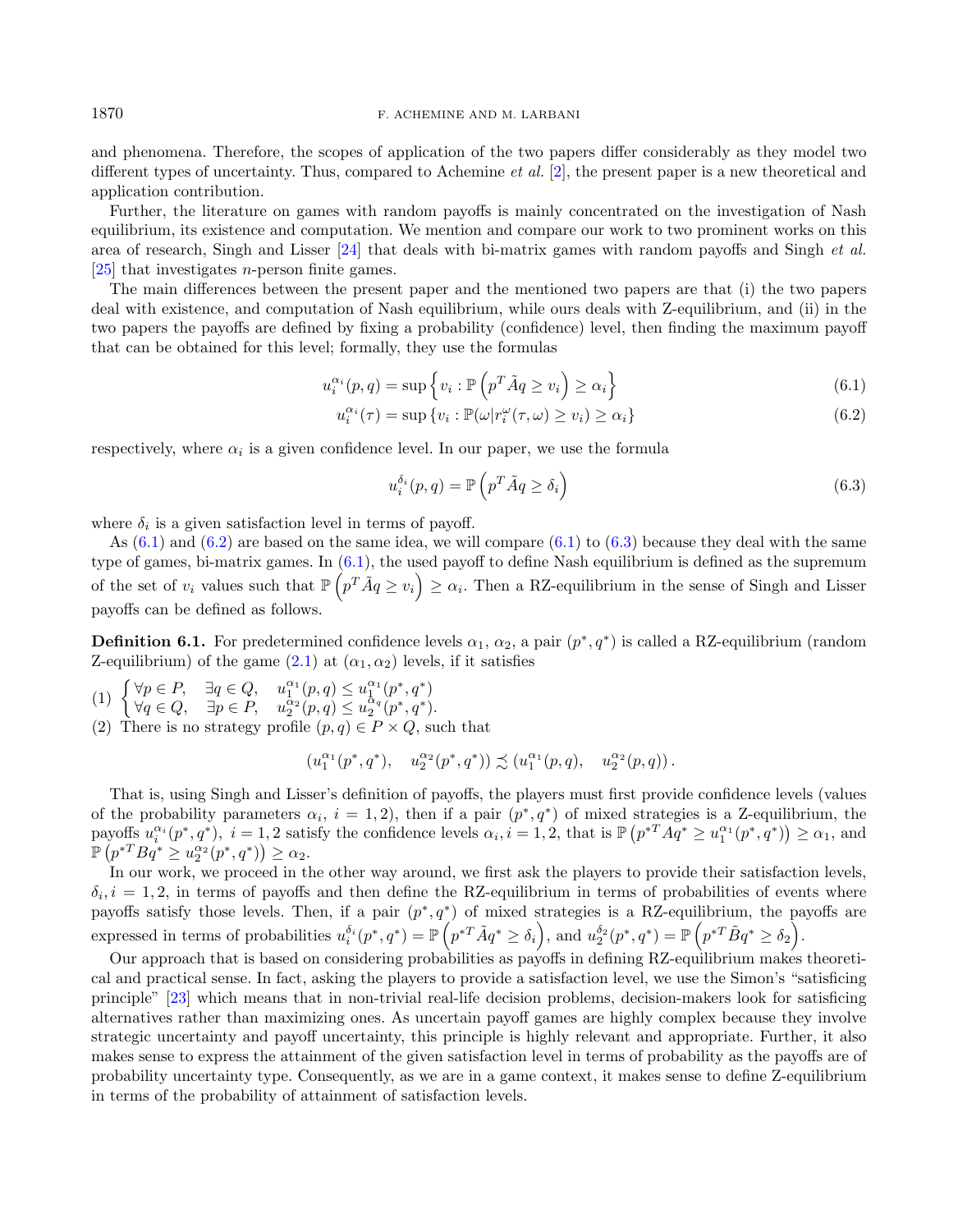and phenomena. Therefore, the scopes of application of the two papers differ considerably as they model two different types of uncertainty. Thus, compared to Achemine *et al.* [2], the present paper is a new theoretical and application contribution.

Further, the literature on games with random payoffs is mainly concentrated on the investigation of Nash equilibrium, its existence and computation. We mention and compare our work to two prominent works on this area of research, Singh and Lisser [24] that deals with bi-matrix games with random payoffs and Singh *et al.* [25] that investigates $n$-person finite games.

The main differences between the present paper and the mentioned two papers are that (i) the two papers deal with existence, and computation of Nash equilibrium, while ours deals with Z-equilibrium, and (ii) in the two papers the payoffs are defined by fixing a probability (confidence) level, then finding the maximum payoff that can be obtained for this level; formally, they use the formulas

$$u_i^{\alpha_i}(p,q) = \sup\left\{v_i : \mathbb{P}\left(p^T\tilde{A}q \geq v_i\right) \geq \alpha_i\right\} \tag{6.1}$$

$$u_i^{\alpha_i}(\tau) = \sup\left\{v_i : \mathbb{P}(\omega | r_i^{\omega}(\tau,\omega) \geq v_i) \geq \alpha_i\right\} \tag{6.2}$$

respectively, where $\alpha_i$ is a given confidence level. In our paper, we use the formula

$$u_i^{\delta_i}(p,q) = \mathbb{P}\left(p^T\tilde{A}q \geq \delta_i\right) \tag{6.3}$$

where $\delta_i$ is a given satisfaction level in terms of payoff.

As (6.1) and (6.2) are based on the same idea, we will compare (6.1) to (6.3) because they deal with the same type of games, bi-matrix games. In (6.1), the used payoff to define Nash equilibrium is defined as the supremum of the set of $v_i$ values such that $\mathbb{P}\left(p^T\tilde{A}q \geq v_i\right) \geq \alpha_i$. Then a RZ-equilibrium in the sense of Singh and Lisser payoffs can be defined as follows.

**Definition 6.1.** For predetermined confidence levels $\alpha_1$, $\alpha_2$, a pair $(p^*, q^*)$ is called a RZ-equilibrium (random Z-equilibrium) of the game (2.1) at $(\alpha_1, \alpha_2)$ levels, if it satisfies

(1) $\begin{cases} \forall p \in P, \quad \exists q \in Q, \quad u_1^{\alpha_1}(p,q) \leq u_1^{\alpha_1}(p^*,q^*) \\ \forall q \in Q, \quad \exists p \in P, \quad u_2^{\alpha_2}(p,q) \leq u_2^{\alpha_q}(p^*,q^*). \end{cases}$

(2) There is no strategy profile $(p,q) \in P \times Q$, such that

$$\left(u_1^{\alpha_1}(p^*,q^*), \quad u_2^{\alpha_2}(p^*,q^*)\right) \precsim \left(u_1^{\alpha_1}(p,q), \quad u_2^{\alpha_2}(p,q)\right).$$

That is, using Singh and Lisser's definition of payoffs, the players must first provide confidence levels (values of the probability parameters $\alpha_i$, $i = 1,2$), then if a pair $(p^*, q^*)$ of mixed strategies is a Z-equilibrium, the payoffs $u_i^{\alpha_i}(p^*,q^*)$, $i = 1,2$ satisfy the confidence levels $\alpha_i, i = 1,2$, that is $\mathbb{P}\left(p^{*T}Aq^* \geq u_1^{\alpha_1}(p^*,q^*)\right) \geq \alpha_1$, and $\mathbb{P}\left(p^{*T}Bq^* \geq u_2^{\alpha_2}(p^*,q^*)\right) \geq \alpha_2$.

In our work, we proceed in the other way around, we first ask the players to provide their satisfaction levels, $\delta_i, i = 1,2$, in terms of payoffs and then define the RZ-equilibrium in terms of probabilities of events where payoffs satisfy those levels. Then, if a pair $(p^*, q^*)$ of mixed strategies is a RZ-equilibrium, the payoffs are expressed in terms of probabilities $u_i^{\delta_i}(p^*,q^*) = \mathbb{P}\left(p^{*T}\tilde{A}q^* \geq \delta_i\right)$, and $u_2^{\delta_2}(p^*,q^*) = \mathbb{P}\left(p^{*T}\tilde{B}q^* \geq \delta_2\right)$.

Our approach that is based on considering probabilities as payoffs in defining RZ-equilibrium makes theoretical and practical sense. In fact, asking the players to provide a satisfaction level, we use the Simon's "satisficing principle" [23] which means that in non-trivial real-life decision problems, decision-makers look for satisficing alternatives rather than maximizing ones. As uncertain payoff games are highly complex because they involve strategic uncertainty and payoff uncertainty, this principle is highly relevant and appropriate. Further, it also makes sense to express the attainment of the given satisfaction level in terms of probability as the payoffs are of probability uncertainty type. Consequently, as we are in a game context, it makes sense to define Z-equilibrium in terms of the probability of attainment of satisfaction levels.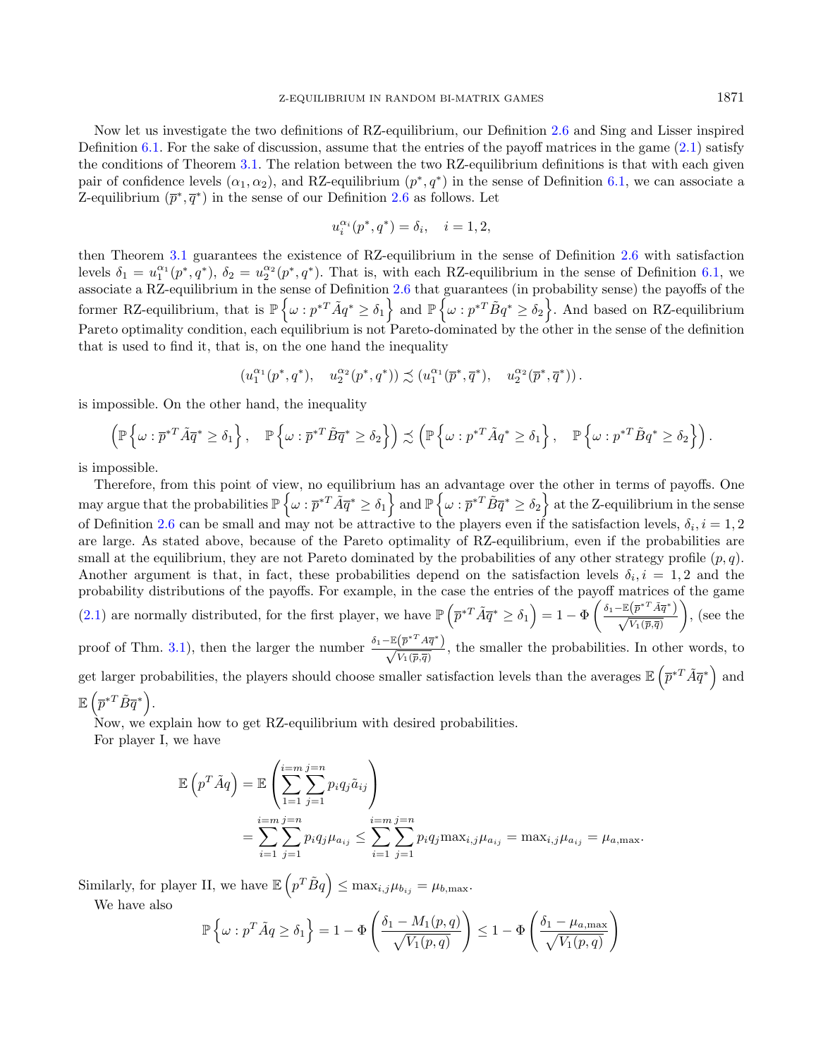Now let us investigate the two definitions of RZ-equilibrium, our Definition 2.6 and Sing and Lisser inspired Definition 6.1. For the sake of discussion, assume that the entries of the payoff matrices in the game (2.1) satisfy the conditions of Theorem 3.1. The relation between the two RZ-equilibrium definitions is that with each given pair of confidence levels $(\alpha_1, \alpha_2)$, and RZ-equilibrium $(p^*, q^*)$ in the sense of Definition 6.1, we can associate a Z-equilibrium $(\overline{p}^*, \overline{q}^*)$ in the sense of our Definition 2.6 as follows. Let

$$u_i^{\alpha_i}(p^*, q^*) = \delta_i, \quad i = 1, 2,$$

then Theorem 3.1 guarantees the existence of RZ-equilibrium in the sense of Definition 2.6 with satisfaction levels $\delta_1 = u_1^{\alpha_1}(p^*, q^*)$, $\delta_2 = u_2^{\alpha_2}(p^*, q^*)$. That is, with each RZ-equilibrium in the sense of Definition 6.1, we associate a RZ-equilibrium in the sense of Definition 2.6 that guarantees (in probability sense) the payoffs of the former RZ-equilibrium, that is $\mathbb{P}\left\{\omega : p^{*T}\tilde{A}q^* \geq \delta_1\right\}$ and $\mathbb{P}\left\{\omega : p^{*T}\tilde{B}q^* \geq \delta_2\right\}$. And based on RZ-equilibrium Pareto optimality condition, each equilibrium is not Pareto-dominated by the other in the sense of the definition that is used to find it, that is, on the one hand the inequality

$$\left(u_1^{\alpha_1}(p^*, q^*), \quad u_2^{\alpha_2}(p^*, q^*)\right) \precsim \left(u_1^{\alpha_1}(\overline{p}^*, \overline{q}^*), \quad u_2^{\alpha_2}(\overline{p}^*, \overline{q}^*)\right).$$

is impossible. On the other hand, the inequality

$$\left(\mathbb{P}\left\{\omega : \overline{p}^{*T}\tilde{A}\overline{q}^* \geq \delta_1\right\}, \quad \mathbb{P}\left\{\omega : \overline{p}^{*T}\tilde{B}\overline{q}^* \geq \delta_2\right\}\right) \precsim \left(\mathbb{P}\left\{\omega : p^{*T}\tilde{A}q^* \geq \delta_1\right\}, \quad \mathbb{P}\left\{\omega : p^{*T}\tilde{B}q^* \geq \delta_2\right\}\right).$$

is impossible.

Therefore, from this point of view, no equilibrium has an advantage over the other in terms of payoffs. One may argue that the probabilities $\mathbb{P}\left\{\omega : \overline{p}^{*T}\tilde{A}\overline{q}^* \geq \delta_1\right\}$ and $\mathbb{P}\left\{\omega : \overline{p}^{*T}\tilde{B}\overline{q}^* \geq \delta_2\right\}$ at the Z-equilibrium in the sense of Definition 2.6 can be small and may not be attractive to the players even if the satisfaction levels, $\delta_i, i = 1, 2$ are large. As stated above, because of the Pareto optimality of RZ-equilibrium, even if the probabilities are small at the equilibrium, they are not Pareto dominated by the probabilities of any other strategy profile $(p, q)$. Another argument is that, in fact, these probabilities depend on the satisfaction levels $\delta_i, i = 1, 2$ and the probability distributions of the payoffs. For example, in the case the entries of the payoff matrices of the game (2.1) are normally distributed, for the first player, we have $\mathbb{P}\left(\overline{p}^{*T}\tilde{A}\overline{q}^* \geq \delta_1\right) = 1 - \Phi\left(\frac{\delta_1 - \mathbb{E}\left(\overline{p}^{*T}\tilde{A}\overline{q}^*\right)}{\sqrt{V_1(\overline{p}, \overline{q})}}\right)$, (see the proof of Thm. 3.1), then the larger the number $\frac{\delta_1 - \mathbb{E}\left(\overline{p}^{*T}A\overline{q}^*\right)}{\sqrt{V_1(\overline{p}, \overline{q})}}$, the smaller the probabilities. In other words, to get larger probabilities, the players should choose smaller satisfaction levels than the averages $\mathbb{E}\left(\overline{p}^{*T}\tilde{A}\overline{q}^*\right)$ and $\mathbb{E}\left(\overline{p}^{*T}\tilde{B}\overline{q}^*\right)$.

Now, we explain how to get RZ-equilibrium with desired probabilities.

For player I, we have

$$\begin{aligned}
\mathbb{E}\left(p^T\tilde{A}q\right) &= \mathbb{E}\left(\sum_{1=1}^{i=m}\sum_{j=1}^{j=n} p_i q_j \tilde{a}_{ij}\right) \\
&= \sum_{i=1}^{i=m}\sum_{j=1}^{j=n} p_i q_j \mu_{a_{ij}} \leq \sum_{i=1}^{i=m}\sum_{j=1}^{j=n} p_i q_j \max_{i,j}\mu_{a_{ij}} = \max_{i,j}\mu_{a_{ij}} = \mu_{a,\max}.
\end{aligned}$$

Similarly, for player II, we have $\mathbb{E}\left(p^T\tilde{B}q\right) \leq \max_{i,j}\mu_{b_{ij}} = \mu_{b,\max}$.

We have also

$$\mathbb{P}\left\{\omega : p^T\tilde{A}q \geq \delta_1\right\} = 1 - \Phi\left(\frac{\delta_1 - M_1(p,q)}{\sqrt{V_1(p,q)}}\right) \leq 1 - \Phi\left(\frac{\delta_1 - \mu_{a,\max}}{\sqrt{V_1(p,q)}}\right)$$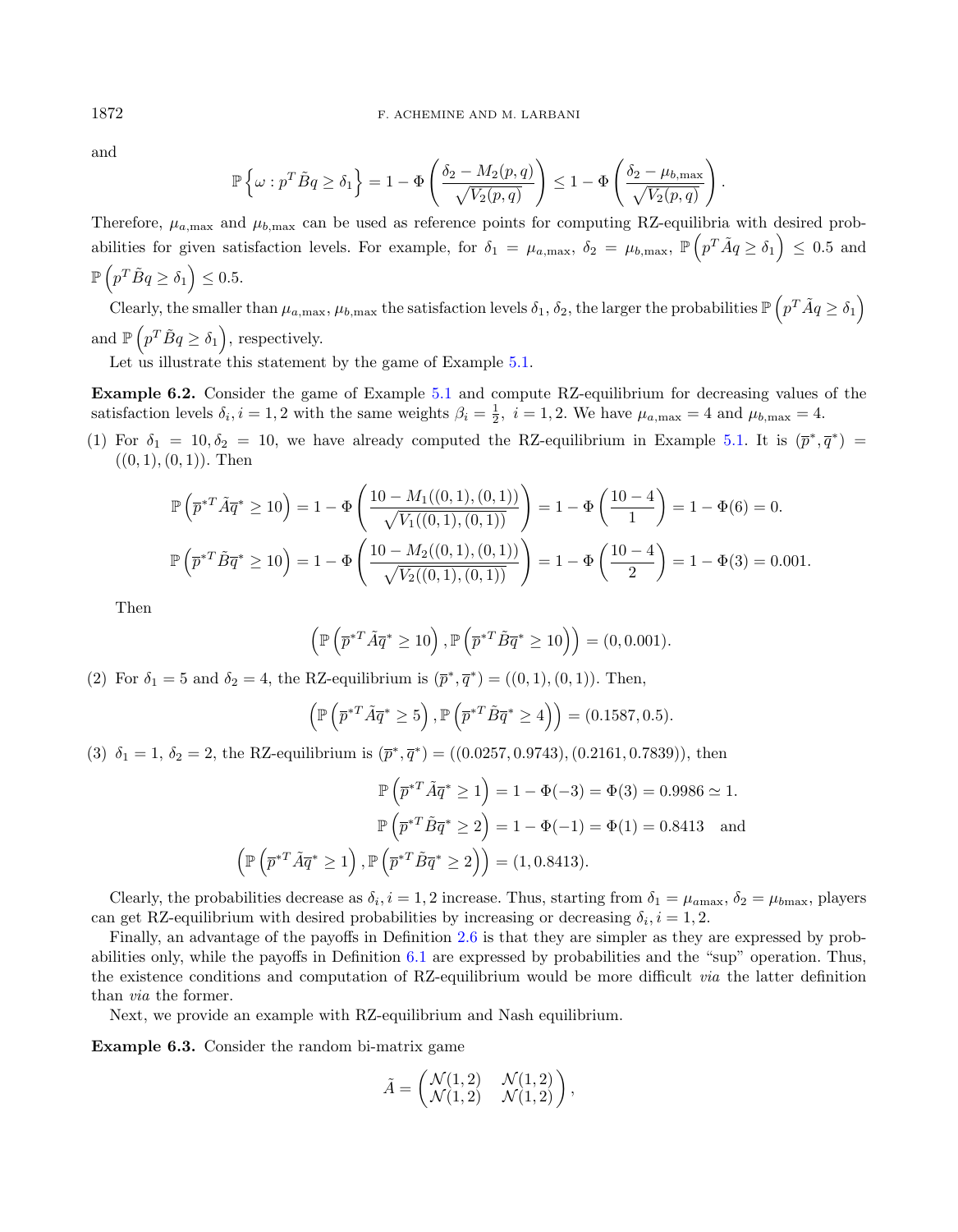and

$$\mathbb{P}\left\{\omega : p^T \tilde{B} q \geq \delta_1\right\} = 1 - \Phi\left(\frac{\delta_2 - M_2(p,q)}{\sqrt{V_2(p,q)}}\right) \leq 1 - \Phi\left(\frac{\delta_2 - \mu_{b,\max}}{\sqrt{V_2(p,q)}}\right).$$

Therefore, $\mu_{a,\max}$ and $\mu_{b,\max}$ can be used as reference points for computing RZ-equilibria with desired probabilities for given satisfaction levels. For example, for $\delta_1 = \mu_{a,\max}$, $\delta_2 = \mu_{b,\max}$, $\mathbb{P}\left(p^T \tilde{A} q \geq \delta_1\right) \leq 0.5$ and $\mathbb{P}\left(p^T \tilde{B} q \geq \delta_1\right) \leq 0.5$.

Clearly, the smaller than $\mu_{a,\max}, \mu_{b,\max}$ the satisfaction levels $\delta_1, \delta_2$, the larger the probabilities $\mathbb{P}\left(p^T \tilde{A} q \geq \delta_1\right)$ and $\mathbb{P}\left(p^T \tilde{B} q \geq \delta_1\right)$, respectively.

Let us illustrate this statement by the game of Example 5.1.

**Example 6.2.** Consider the game of Example 5.1 and compute RZ-equilibrium for decreasing values of the satisfaction levels $\delta_i, i = 1,2$ with the same weights $\beta_i = \frac{1}{2},\ i = 1,2$. We have $\mu_{a,\max} = 4$ and $\mu_{b,\max} = 4$.

(1) For $\delta_1 = 10, \delta_2 = 10$, we have already computed the RZ-equilibrium in Example 5.1. It is $(\overline{p}^*, \overline{q}^*) = ((0,1),(0,1))$. Then

$$\mathbb{P}\left(\overline{p}^{*T} \tilde{A} \overline{q}^* \geq 10\right) = 1 - \Phi\left(\frac{10 - M_1((0,1),(0,1))}{\sqrt{V_1((0,1),(0,1))}}\right) = 1 - \Phi\left(\frac{10-4}{1}\right) = 1 - \Phi(6) = 0.$$

$$\mathbb{P}\left(\overline{p}^{*T} \tilde{B} \overline{q}^* \geq 10\right) = 1 - \Phi\left(\frac{10 - M_2((0,1),(0,1))}{\sqrt{V_2((0,1),(0,1))}}\right) = 1 - \Phi\left(\frac{10-4}{2}\right) = 1 - \Phi(3) = 0.001.$$

Then

$$\left(\mathbb{P}\left(\overline{p}^{*T} \tilde{A} \overline{q}^* \geq 10\right), \mathbb{P}\left(\overline{p}^{*T} \tilde{B} \overline{q}^* \geq 10\right)\right) = (0, 0.001).$$

(2) For $\delta_1 = 5$ and $\delta_2 = 4$, the RZ-equilibrium is $(\overline{p}^*, \overline{q}^*) = ((0,1),(0,1))$. Then,

$$\left(\mathbb{P}\left(\overline{p}^{*T} \tilde{A} \overline{q}^* \geq 5\right), \mathbb{P}\left(\overline{p}^{*T} \tilde{B} \overline{q}^* \geq 4\right)\right) = (0.1587, 0.5).$$

(3) $\delta_1 = 1$, $\delta_2 = 2$, the RZ-equilibrium is $(\overline{p}^*, \overline{q}^*) = ((0.0257, 0.9743),(0.2161, 0.7839))$, then

$$\mathbb{P}\left(\overline{p}^{*T} \tilde{A} \overline{q}^* \geq 1\right) = 1 - \Phi(-3) = \Phi(3) = 0.9986 \simeq 1.$$

$$\mathbb{P}\left(\overline{p}^{*T} \tilde{B} \overline{q}^* \geq 2\right) = 1 - \Phi(-1) = \Phi(1) = 0.8413 \quad \text{and}$$

$$\left(\mathbb{P}\left(\overline{p}^{*T} \tilde{A} \overline{q}^* \geq 1\right), \mathbb{P}\left(\overline{p}^{*T} \tilde{B} \overline{q}^* \geq 2\right)\right) = (1, 0.8413).$$

Clearly, the probabilities decrease as $\delta_i, i = 1,2$ increase. Thus, starting from $\delta_1 = \mu_{a\max}$, $\delta_2 = \mu_{b\max}$, players can get RZ-equilibrium with desired probabilities by increasing or decreasing $\delta_i, i = 1,2$.

Finally, an advantage of the payoffs in Definition 2.6 is that they are simpler as they are expressed by probabilities only, while the payoffs in Definition 6.1 are expressed by probabilities and the "sup" operation. Thus, the existence conditions and computation of RZ-equilibrium would be more difficult *via* the latter definition than *via* the former.

Next, we provide an example with RZ-equilibrium and Nash equilibrium.

**Example 6.3.** Consider the random bi-matrix game

$$\tilde{A} = \begin{pmatrix} \mathcal{N}(1,2) & \mathcal{N}(1,2) \\ \mathcal{N}(1,2) & \mathcal{N}(1,2) \end{pmatrix},$$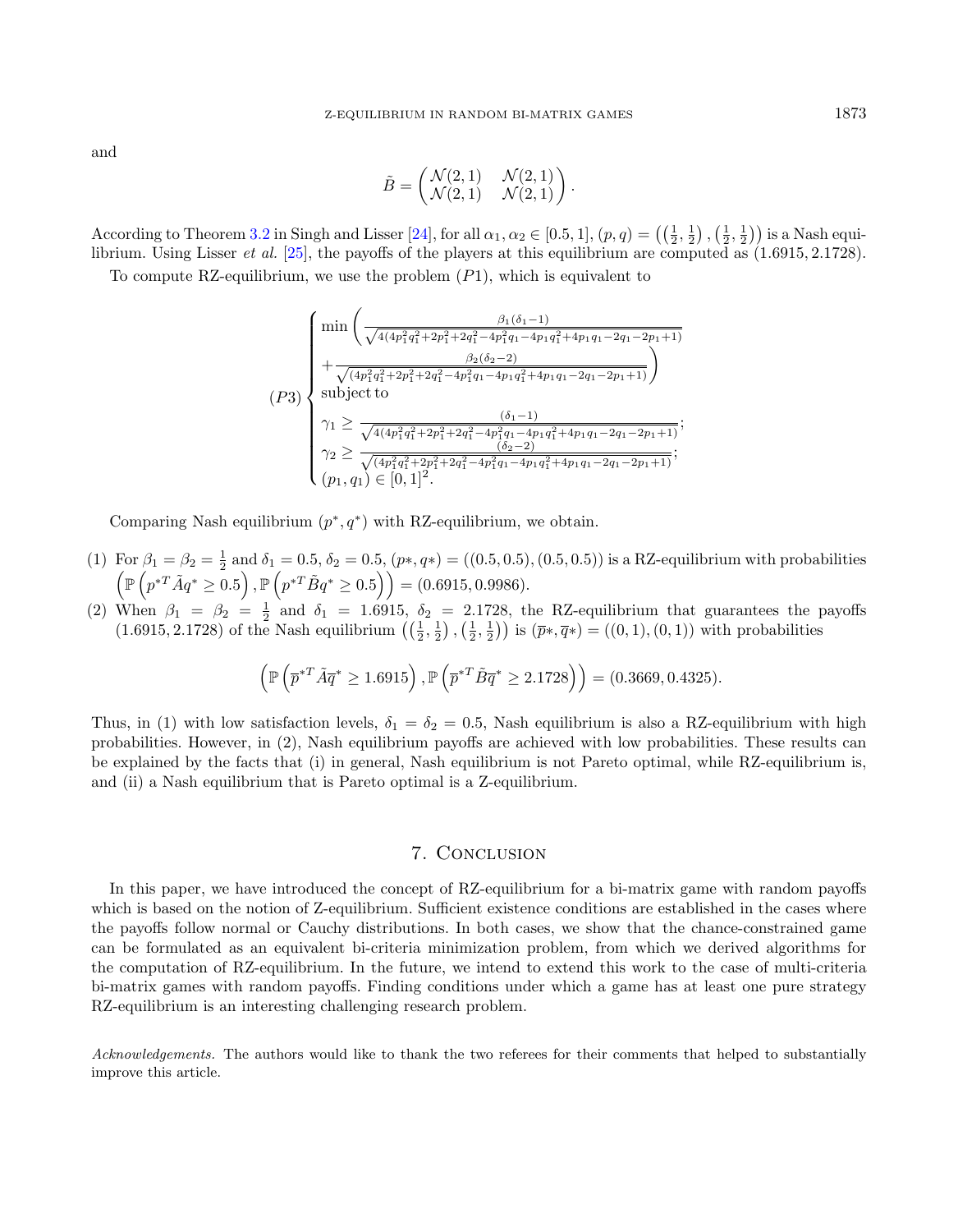and

$$\tilde{B} = \begin{pmatrix} \mathcal{N}(2,1) & \mathcal{N}(2,1) \\ \mathcal{N}(2,1) & \mathcal{N}(2,1) \end{pmatrix}.$$

According to Theorem 3.2 in Singh and Lisser [24], for all $\alpha_1, \alpha_2 \in [0.5, 1]$, $(p, q) = \left(\left(\frac{1}{2}, \frac{1}{2}\right), \left(\frac{1}{2}, \frac{1}{2}\right)\right)$ is a Nash equilibrium. Using Lisser *et al.* [25], the payoffs of the players at this equilibrium are computed as $(1.6915, 2.1728)$.

To compute RZ-equilibrium, we use the problem $(P1)$, which is equivalent to

$$(P3)\begin{cases} \min\left(\frac{\beta_1(\delta_1-1)}{\sqrt{4(4p_1^2q_1^2+2p_1^2+2q_1^2-4p_1^2q_1-4p_1q_1^2+4p_1q_1-2q_1-2p_1+1)}}\right. \\ \left. +\frac{\beta_2(\delta_2-2)}{\sqrt{(4p_1^2q_1^2+2p_1^2+2q_1^2-4p_1^2q_1-4p_1q_1^2+4p_1q_1-2q_1-2p_1+1)}}\right) \\ \text{subject to} \\ \gamma_1 \geq \frac{(\delta_1-1)}{\sqrt{4(4p_1^2q_1^2+2p_1^2+2q_1^2-4p_1^2q_1-4p_1q_1^2+4p_1q_1-2q_1-2p_1+1)}}; \\ \gamma_2 \geq \frac{(\delta_2-2)}{\sqrt{(4p_1^2q_1^2+2p_1^2+2q_1^2-4p_1^2q_1-4p_1q_1^2+4p_1q_1-2q_1-2p_1+1)}}; \\ (p_1, q_1) \in [0,1]^2. \end{cases}$$

Comparing Nash equilibrium $(p^*, q^*)$ with RZ-equilibrium, we obtain.

(1) For $\beta_1 = \beta_2 = \frac{1}{2}$ and $\delta_1 = 0.5, \delta_2 = 0.5$, $(p*, q*) = ((0.5, 0.5), (0.5, 0.5))$ is a RZ-equilibrium with probabilities $\left(\mathbb{P}\left(p^{*T}\tilde{A}q^* \geq 0.5\right), \mathbb{P}\left(p^{*T}\tilde{B}q^* \geq 0.5\right)\right) = (0.6915, 0.9986)$.

(2) When $\beta_1 = \beta_2 = \frac{1}{2}$ and $\delta_1 = 1.6915$, $\delta_2 = 2.1728$, the RZ-equilibrium that guarantees the payoffs $(1.6915, 2.1728)$ of the Nash equilibrium $\left(\left(\frac{1}{2}, \frac{1}{2}\right), \left(\frac{1}{2}, \frac{1}{2}\right)\right)$ is $(\overline{p}*, \overline{q}*) = ((0, 1), (0, 1))$ with probabilities

$$\left(\mathbb{P}\left(\overline{p}^{*T}\tilde{A}\overline{q}^* \geq 1.6915\right), \mathbb{P}\left(\overline{p}^{*T}\tilde{B}\overline{q}^* \geq 2.1728\right)\right) = (0.3669, 0.4325).$$

Thus, in (1) with low satisfaction levels, $\delta_1 = \delta_2 = 0.5$, Nash equilibrium is also a RZ-equilibrium with high probabilities. However, in (2), Nash equilibrium payoffs are achieved with low probabilities. These results can be explained by the facts that (i) in general, Nash equilibrium is not Pareto optimal, while RZ-equilibrium is, and (ii) a Nash equilibrium that is Pareto optimal is a Z-equilibrium.

## 7. Conclusion

In this paper, we have introduced the concept of RZ-equilibrium for a bi-matrix game with random payoffs which is based on the notion of Z-equilibrium. Sufficient existence conditions are established in the cases where the payoffs follow normal or Cauchy distributions. In both cases, we show that the chance-constrained game can be formulated as an equivalent bi-criteria minimization problem, from which we derived algorithms for the computation of RZ-equilibrium. In the future, we intend to extend this work to the case of multi-criteria bi-matrix games with random payoffs. Finding conditions under which a game has at least one pure strategy RZ-equilibrium is an interesting challenging research problem.

*Acknowledgements.* The authors would like to thank the two referees for their comments that helped to substantially improve this article.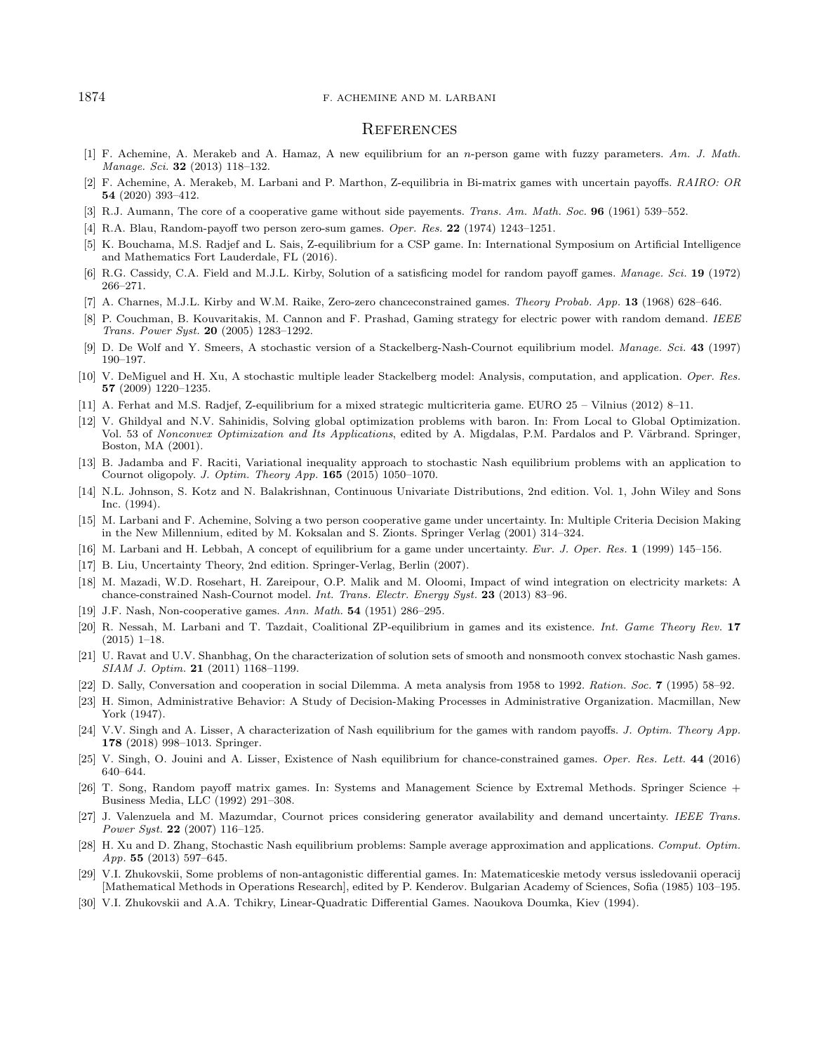## References

[1] F. Achemine, A. Merakeb and A. Hamaz, A new equilibrium for an $n$-person game with fuzzy parameters. *Am. J. Math. Manage. Sci.* **32** (2013) 118–132.

[2] F. Achemine, A. Merakeb, M. Larbani and P. Marthon, Z-equilibria in Bi-matrix games with uncertain payoffs. *RAIRO: OR* **54** (2020) 393–412.

[3] R.J. Aumann, The core of a cooperative game without side payements. *Trans. Am. Math. Soc.* **96** (1961) 539–552.

[4] R.A. Blau, Random-payoff two person zero-sum games. *Oper. Res.* **22** (1974) 1243–1251.

[5] K. Bouchama, M.S. Radjef and L. Sais, Z-equilibrium for a CSP game. In: International Symposium on Artificial Intelligence and Mathematics Fort Lauderdale, FL (2016).

[6] R.G. Cassidy, C.A. Field and M.J.L. Kirby, Solution of a satisficing model for random payoff games. *Manage. Sci.* **19** (1972) 266–271.

[7] A. Charnes, M.J.L. Kirby and W.M. Raike, Zero-zero chanceconstrained games. *Theory Probab. App.* **13** (1968) 628–646.

[8] P. Couchman, B. Kouvaritakis, M. Cannon and F. Prashad, Gaming strategy for electric power with random demand. *IEEE Trans. Power Syst.* **20** (2005) 1283–1292.

[9] D. De Wolf and Y. Smeers, A stochastic version of a Stackelberg-Nash-Cournot equilibrium model. *Manage. Sci.* **43** (1997) 190–197.

[10] V. DeMiguel and H. Xu, A stochastic multiple leader Stackelberg model: Analysis, computation, and application. *Oper. Res.* **57** (2009) 1220–1235.

[11] A. Ferhat and M.S. Radjef, Z-equilibrium for a mixed strategic multicriteria game. EURO 25 – Vilnius (2012) 8–11.

[12] V. Ghildyal and N.V. Sahinidis, Solving global optimization problems with baron. In: From Local to Global Optimization. Vol. 53 of *Nonconvex Optimization and Its Applications*, edited by A. Migdalas, P.M. Pardalos and P. Värbrand. Springer, Boston, MA (2001).

[13] B. Jadamba and F. Raciti, Variational inequality approach to stochastic Nash equilibrium problems with an application to Cournot oligopoly. *J. Optim. Theory App.* **165** (2015) 1050–1070.

[14] N.L. Johnson, S. Kotz and N. Balakrishnan, Continuous Univariate Distributions, 2nd edition. Vol. 1, John Wiley and Sons Inc. (1994).

[15] M. Larbani and F. Achemine, Solving a two person cooperative game under uncertainty. In: Multiple Criteria Decision Making in the New Millennium, edited by M. Koksalan and S. Zionts. Springer Verlag (2001) 314–324.

[16] M. Larbani and H. Lebbah, A concept of equilibrium for a game under uncertainty. *Eur. J. Oper. Res.* **1** (1999) 145–156.

[17] B. Liu, Uncertainty Theory, 2nd edition. Springer-Verlag, Berlin (2007).

[18] M. Mazadi, W.D. Rosehart, H. Zareipour, O.P. Malik and M. Oloomi, Impact of wind integration on electricity markets: A chance-constrained Nash-Cournot model. *Int. Trans. Electr. Energy Syst.* **23** (2013) 83–96.

[19] J.F. Nash, Non-cooperative games. *Ann. Math.* **54** (1951) 286–295.

[20] R. Nessah, M. Larbani and T. Tazdait, Coalitional ZP-equilibrium in games and its existence. *Int. Game Theory Rev.* **17** (2015) 1–18.

[21] U. Ravat and U.V. Shanbhag, On the characterization of solution sets of smooth and nonsmooth convex stochastic Nash games. *SIAM J. Optim.* **21** (2011) 1168–1199.

[22] D. Sally, Conversation and cooperation in social Dilemma. A meta analysis from 1958 to 1992. *Ration. Soc.* **7** (1995) 58–92.

[23] H. Simon, Administrative Behavior: A Study of Decision-Making Processes in Administrative Organization. Macmillan, New York (1947).

[24] V.V. Singh and A. Lisser, A characterization of Nash equilibrium for the games with random payoffs. *J. Optim. Theory App.* **178** (2018) 998–1013. Springer.

[25] V. Singh, O. Jouini and A. Lisser, Existence of Nash equilibrium for chance-constrained games. *Oper. Res. Lett.* **44** (2016) 640–644.

[26] T. Song, Random payoff matrix games. In: Systems and Management Science by Extremal Methods. Springer Science + Business Media, LLC (1992) 291–308.

[27] J. Valenzuela and M. Mazumdar, Cournot prices considering generator availability and demand uncertainty. *IEEE Trans. Power Syst.* **22** (2007) 116–125.

[28] H. Xu and D. Zhang, Stochastic Nash equilibrium problems: Sample average approximation and applications. *Comput. Optim. App.* **55** (2013) 597–645.

[29] V.I. Zhukovskii, Some problems of non-antagonistic differential games. In: Matematiceskie metody versus issledovanii operacij [Mathematical Methods in Operations Research], edited by P. Kenderov. Bulgarian Academy of Sciences, Sofia (1985) 103–195.

[30] V.I. Zhukovskii and A.A. Tchikry, Linear-Quadratic Differential Games. Naoukova Doumka, Kiev (1994).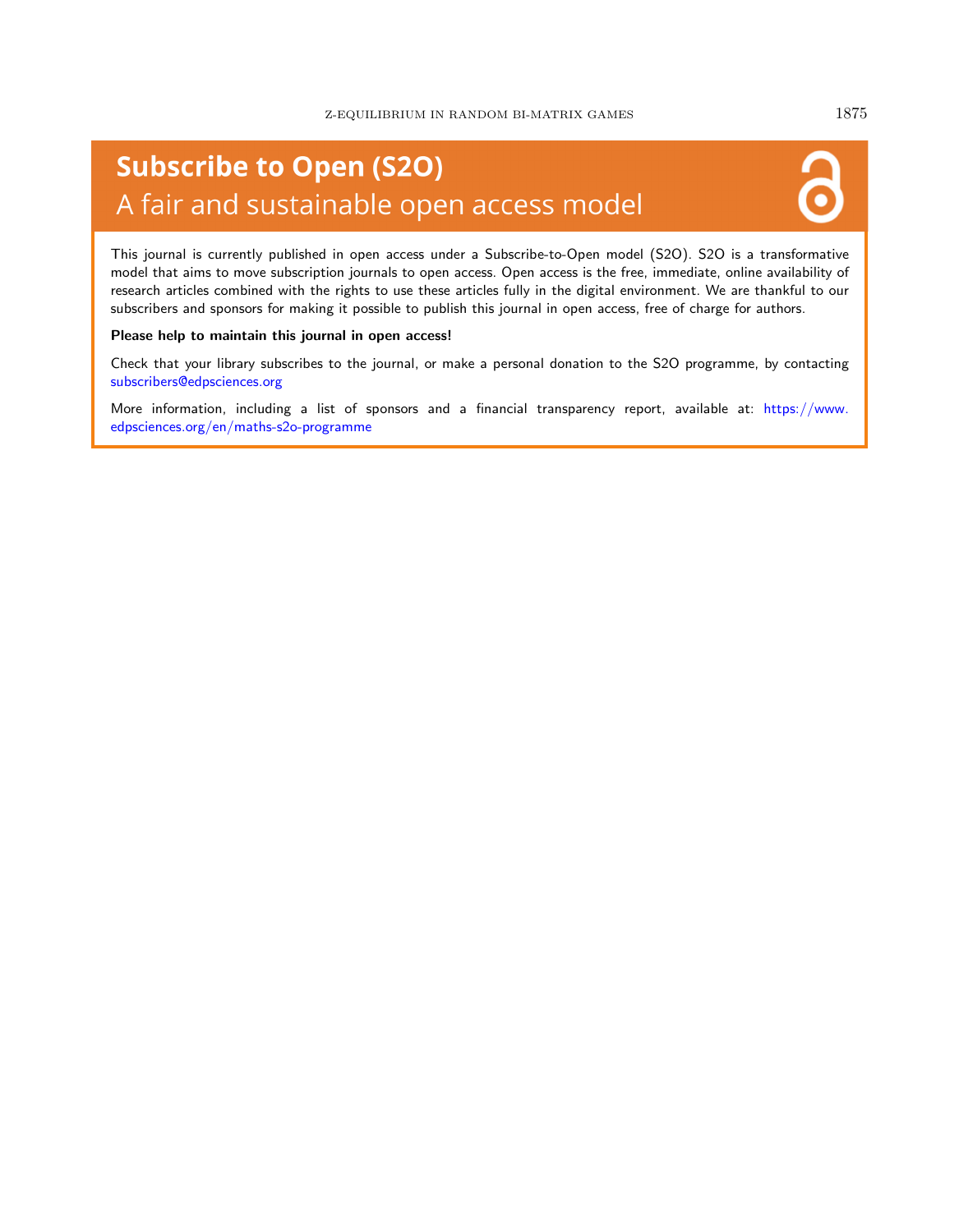# Subscribe to Open (S2O)

## A fair and sustainable open access model

This journal is currently published in open access under a Subscribe-to-Open model (S2O). S2O is a transformative model that aims to move subscription journals to open access. Open access is the free, immediate, online availability of research articles combined with the rights to use these articles fully in the digital environment. We are thankful to our subscribers and sponsors for making it possible to publish this journal in open access, free of charge for authors.

**Please help to maintain this journal in open access!**

Check that your library subscribes to the journal, or make a personal donation to the S2O programme, by contacting subscribers@edpsciences.org

More information, including a list of sponsors and a financial transparency report, available at: https://www.edpsciences.org/en/maths-s2o-programme